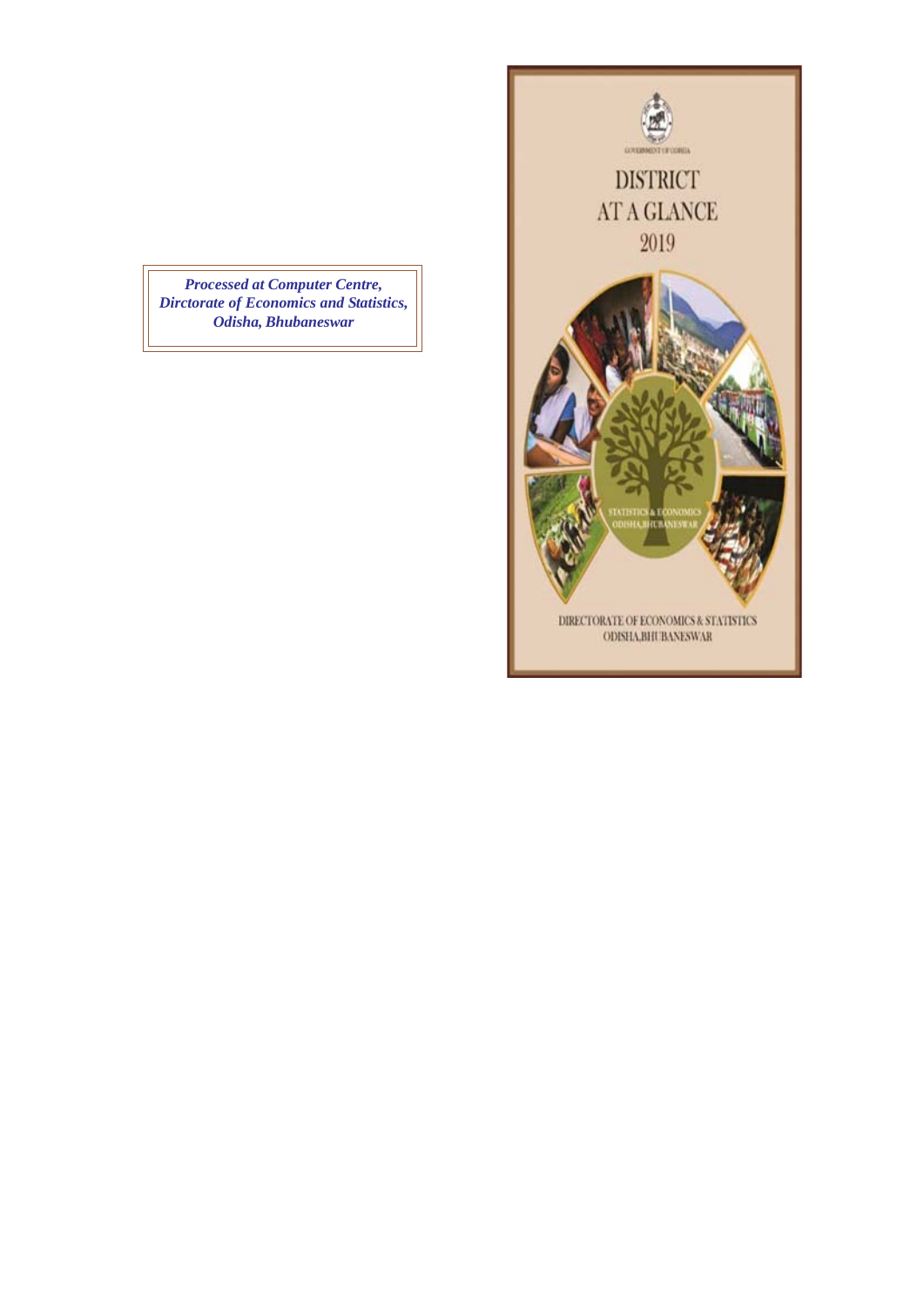*Processed at Computer Centre,*
*Dirctorate of Economics and Statistics,*
*Odisha, Bhubaneswar*

GOVERNMENT OF ODISHA

# DISTRICT AT A GLANCE 2019

STATISTICS & ECONOMICS
ODISHA,BHUBANESWAR

DIRECTORATE OF ECONOMICS & STATISTICS
ODISHA,BHUBANESWAR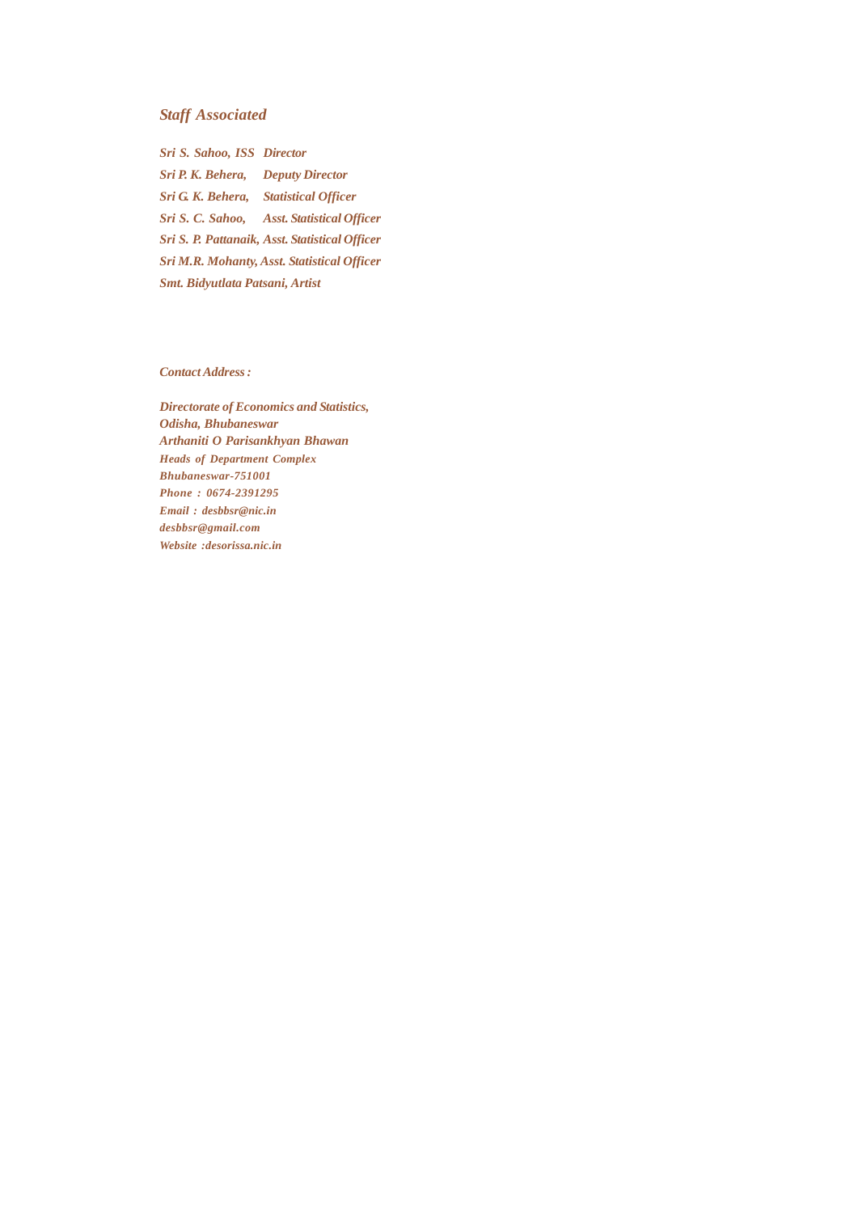## *Staff Associated*

*Sri S. Sahoo, ISS Director*

*Sri P. K. Behera, Deputy Director*

*Sri G. K. Behera, Statistical Officer*

*Sri S. C. Sahoo, Asst. Statistical Officer*

*Sri S. P. Pattanaik, Asst. Statistical Officer*

*Sri M.R. Mohanty, Asst. Statistical Officer*

*Smt. Bidyutlata Patsani, Artist*

*Contact Address :*

*Directorate of Economics and Statistics,*
*Odisha, Bhubaneswar*
*Arthaniti O Parisankhyan Bhawan*
*Heads of Department Complex*
*Bhubaneswar-751001*
*Phone : 0674-2391295*
*Email : desbbsr@nic.in*
*desbbsr@gmail.com*
*Website :desorissa.nic.in*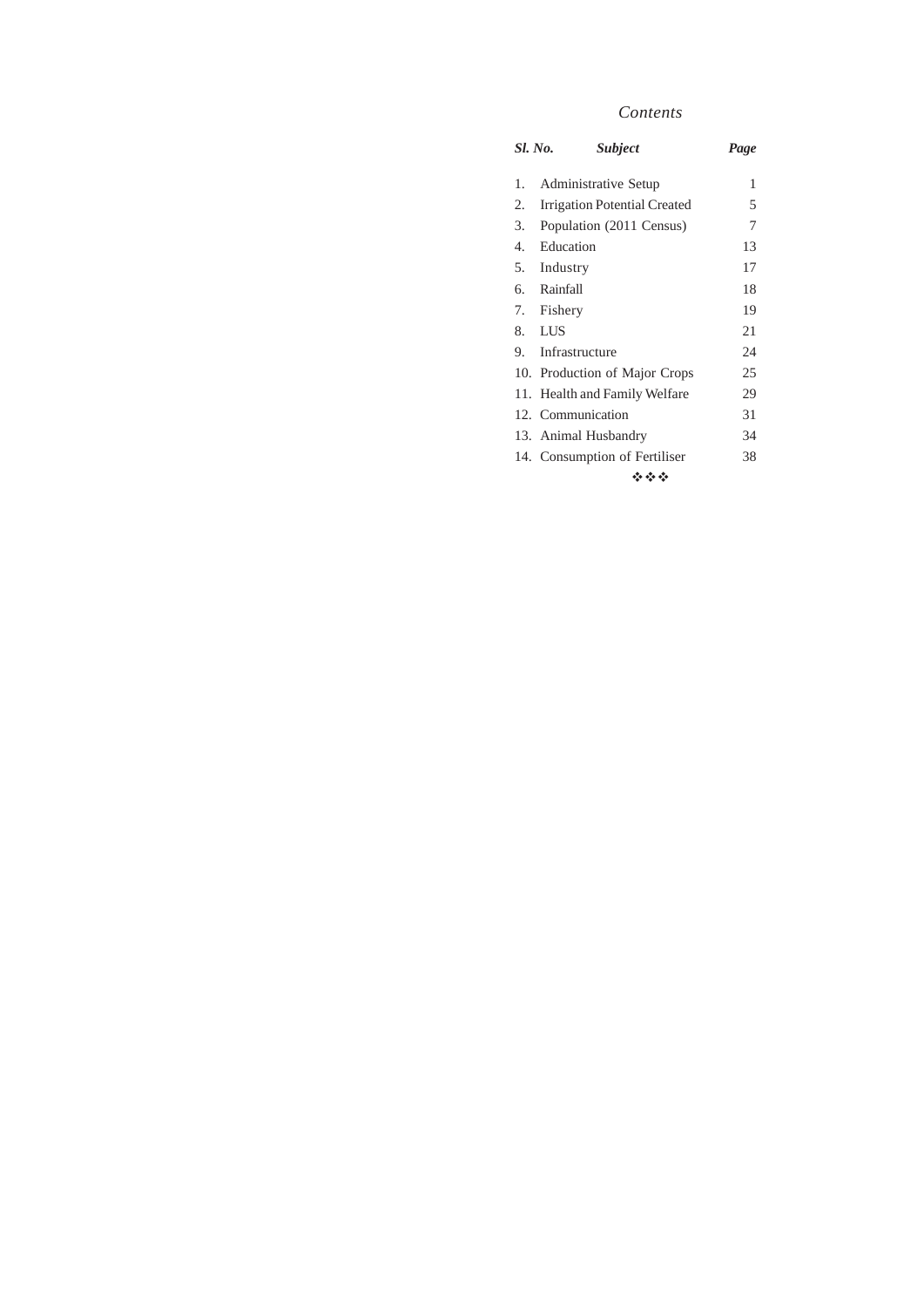# *Contents*

| *Sl. No.* | *Subject* | *Page* |
|---|---|---|
| 1. | Administrative Setup | 1 |
| 2. | Irrigation Potential Created | 5 |
| 3. | Population (2011 Census) | 7 |
| 4. | Education | 13 |
| 5. | Industry | 17 |
| 6. | Rainfall | 18 |
| 7. | Fishery | 19 |
| 8. | LUS | 21 |
| 9. | Infrastructure | 24 |
| 10. | Production of Major Crops | 25 |
| 11. | Health and Family Welfare | 29 |
| 12. | Communication | 31 |
| 13. | Animal Husbandry | 34 |
| 14. | Consumption of Fertiliser | 38 |

❖❖❖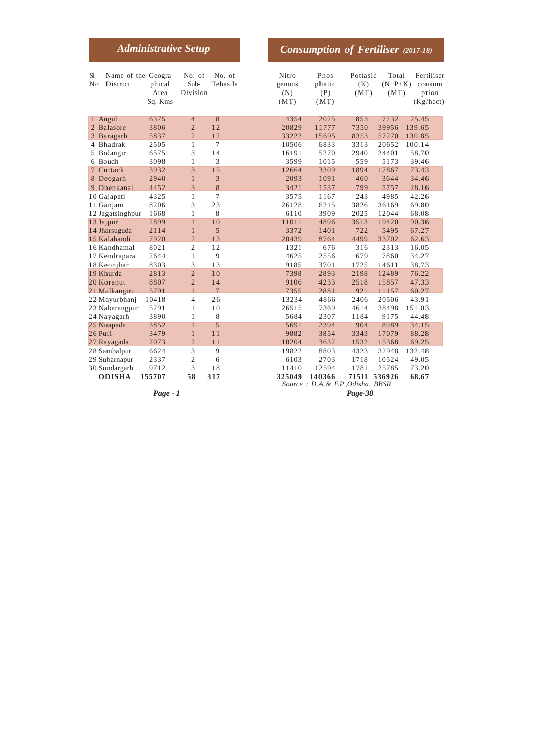## Administrative Setup

| Sl No | Name of the District | Geographical Area Sq. Kms | No. of Sub-Division | No. of Tehasils |
|---|---|---|---|---|
| 1 | Angul | 6375 | 4 | 8 |
| 2 | Balasore | 3806 | 2 | 12 |
| 3 | Baragarh | 5837 | 2 | 12 |
| 4 | Bhadrak | 2505 | 1 | 7 |
| 5 | Bolangir | 6575 | 3 | 14 |
| 6 | Boudh | 3098 | 1 | 3 |
| 7 | Cuttack | 3932 | 3 | 15 |
| 8 | Deogarh | 2940 | 1 | 3 |
| 9 | Dhenkanal | 4452 | 3 | 8 |
| 10 | Gajapati | 4325 | 1 | 7 |
| 11 | Ganjam | 8206 | 3 | 23 |
| 12 | Jagatsinghpur | 1668 | 1 | 8 |
| 13 | Jajpur | 2899 | 1 | 10 |
| 14 | Jharsuguda | 2114 | 1 | 5 |
| 15 | Kalahandi | 7920 | 2 | 13 |
| 16 | Kandhamal | 8021 | 2 | 12 |
| 17 | Kendrapara | 2644 | 1 | 9 |
| 18 | Keonjhar | 8303 | 3 | 13 |
| 19 | Khurda | 2813 | 2 | 10 |
| 20 | Koraput | 8807 | 2 | 14 |
| 21 | Malkangiri | 5791 | 1 | 7 |
| 22 | Mayurbhanj | 10418 | 4 | 26 |
| 23 | Nabarangpur | 5291 | 1 | 10 |
| 24 | Nayagarh | 3890 | 1 | 8 |
| 25 | Nuapada | 3852 | 1 | 5 |
| 26 | Puri | 3479 | 1 | 11 |
| 27 | Rayagada | 7073 | 2 | 11 |
| 28 | Sambalpur | 6624 | 3 | 9 |
| 29 | Subarnapur | 2337 | 2 | 6 |
| 30 | Sundargarh | 9712 | 3 | 18 |
| | **ODISHA** | **155707** | **58** | **317** |

## Consumption of Fertiliser *(2017-18)*

| Nitrogenous (N) (MT) | Phosphatic (P) (MT) | Pottasic (K) (MT) | Total (N+P+K) (MT) | Fertiliser consumption (Kg/hect) |
|---|---|---|---|---|
| 4354 | 2025 | 853 | 7232 | 25.45 |
| 20829 | 11777 | 7350 | 39956 | 139.65 |
| 33222 | 15695 | 8353 | 57270 | 130.85 |
| 10506 | 6833 | 3313 | 20652 | 100.14 |
| 16191 | 5270 | 2940 | 24401 | 58.70 |
| 3599 | 1015 | 559 | 5173 | 39.46 |
| 12664 | 3309 | 1894 | 17867 | 73.43 |
| 2093 | 1091 | 460 | 3644 | 34.46 |
| 3421 | 1537 | 799 | 5757 | 28.16 |
| 3575 | 1167 | 243 | 4985 | 42.26 |
| 26128 | 6215 | 3826 | 36169 | 69.80 |
| 6110 | 3909 | 2025 | 12044 | 68.08 |
| 11011 | 4896 | 3513 | 19420 | 90.36 |
| 3372 | 1401 | 722 | 5495 | 67.27 |
| 20439 | 8764 | 4499 | 33702 | 62.63 |
| 1321 | 676 | 316 | 2313 | 16.05 |
| 4625 | 2556 | 679 | 7860 | 34.27 |
| 9185 | 3701 | 1725 | 14611 | 38.73 |
| 7398 | 2893 | 2198 | 12489 | 76.22 |
| 9106 | 4233 | 2518 | 15857 | 47.33 |
| 7355 | 2881 | 921 | 11157 | 60.27 |
| 13234 | 4866 | 2406 | 20506 | 43.91 |
| 26515 | 7369 | 4614 | 38498 | 151.03 |
| 5684 | 2307 | 1184 | 9175 | 44.48 |
| 5691 | 2394 | 904 | 8989 | 34.15 |
| 9882 | 3854 | 3343 | 17079 | 88.28 |
| 10204 | 3632 | 1532 | 15368 | 69.25 |
| 19822 | 8803 | 4323 | 32948 | 132.48 |
| 6103 | 2703 | 1718 | 10524 | 49.05 |
| 11410 | 12594 | 1781 | 25785 | 73.20 |
| **325049** | **140366** | **71511** | **536926** | **68.67** |

*Source : D.A.& F.P.,Odisha, BBSR*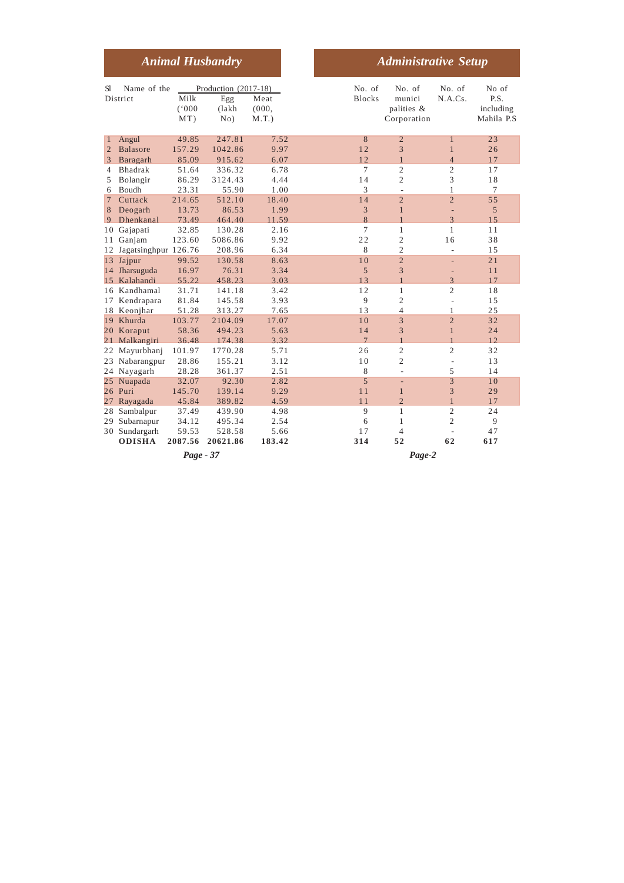## Animal Husbandry

## Administrative Setup

| Sl | Name of the District | Production (2017-18) | | | No. of Blocks | No. of municipalities & Corporation | No. of N.A.Cs. | No of P.S. including Mahila P.S |
|---|---|---|---|---|---|---|---|---|
| | | Milk ('000 MT) | Egg (lakh No) | Meat (000, M.T.) | | | | |
| 1 | Angul | 49.85 | 247.81 | 7.52 | 8 | 2 | 1 | 23 |
| 2 | Balasore | 157.29 | 1042.86 | 9.97 | 12 | 3 | 1 | 26 |
| 3 | Baragarh | 85.09 | 915.62 | 6.07 | 12 | 1 | 4 | 17 |
| 4 | Bhadrak | 51.64 | 336.32 | 6.78 | 7 | 2 | 2 | 17 |
| 5 | Bolangir | 86.29 | 3124.43 | 4.44 | 14 | 2 | 3 | 18 |
| 6 | Boudh | 23.31 | 55.90 | 1.00 | 3 | - | 1 | 7 |
| 7 | Cuttack | 214.65 | 512.10 | 18.40 | 14 | 2 | 2 | 55 |
| 8 | Deogarh | 13.73 | 86.53 | 1.99 | 3 | 1 | - | 5 |
| 9 | Dhenkanal | 73.49 | 464.40 | 11.59 | 8 | 1 | 3 | 15 |
| 10 | Gajapati | 32.85 | 130.28 | 2.16 | 7 | 1 | 1 | 11 |
| 11 | Ganjam | 123.60 | 5086.86 | 9.92 | 22 | 2 | 16 | 38 |
| 12 | Jagatsinghpur | 126.76 | 208.96 | 6.34 | 8 | 2 | - | 15 |
| 13 | Jajpur | 99.52 | 130.58 | 8.63 | 10 | 2 | - | 21 |
| 14 | Jharsuguda | 16.97 | 76.31 | 3.34 | 5 | 3 | - | 11 |
| 15 | Kalahandi | 55.22 | 458.23 | 3.03 | 13 | 1 | 3 | 17 |
| 16 | Kandhamal | 31.71 | 141.18 | 3.42 | 12 | 1 | 2 | 18 |
| 17 | Kendrapara | 81.84 | 145.58 | 3.93 | 9 | 2 | - | 15 |
| 18 | Keonjhar | 51.28 | 313.27 | 7.65 | 13 | 4 | 1 | 25 |
| 19 | Khurda | 103.77 | 2104.09 | 17.07 | 10 | 3 | 2 | 32 |
| 20 | Koraput | 58.36 | 494.23 | 5.63 | 14 | 3 | 1 | 24 |
| 21 | Malkangiri | 36.48 | 174.38 | 3.32 | 7 | 1 | 1 | 12 |
| 22 | Mayurbhanj | 101.97 | 1770.28 | 5.71 | 26 | 2 | 2 | 32 |
| 23 | Nabarangpur | 28.86 | 155.21 | 3.12 | 10 | 2 | - | 13 |
| 24 | Nayagarh | 28.28 | 361.37 | 2.51 | 8 | - | 5 | 14 |
| 25 | Nuapada | 32.07 | 92.30 | 2.82 | 5 | - | 3 | 10 |
| 26 | Puri | 145.70 | 139.14 | 9.29 | 11 | 1 | 3 | 29 |
| 27 | Rayagada | 45.84 | 389.82 | 4.59 | 11 | 2 | 1 | 17 |
| 28 | Sambalpur | 37.49 | 439.90 | 4.98 | 9 | 1 | 2 | 24 |
| 29 | Subarnapur | 34.12 | 495.34 | 2.54 | 6 | 1 | 2 | 9 |
| 30 | Sundargarh | 59.53 | 528.58 | 5.66 | 17 | 4 | - | 47 |
| | **ODISHA** | **2087.56** | **20621.86** | **183.42** | **314** | **52** | **62** | **617** |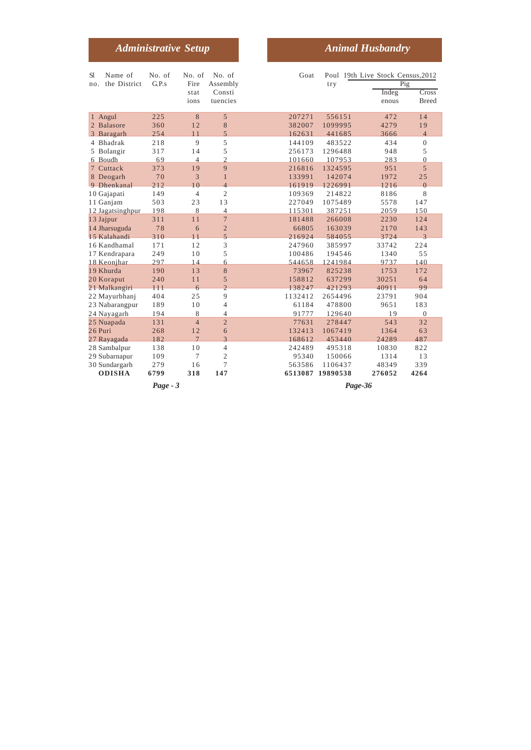## Administrative Setup

| Sl no. | Name of the District | No. of G.P.s | No. of Fire stations | No. of Assembly Constituencies |
|---|---|---|---|---|
| 1 | Angul | 225 | 8 | 5 |
| 2 | Balasore | 360 | 12 | 8 |
| 3 | Baragarh | 254 | 11 | 5 |
| 4 | Bhadrak | 218 | 9 | 5 |
| 5 | Bolangir | 317 | 14 | 5 |
| 6 | Boudh | 69 | 4 | 2 |
| 7 | Cuttack | 373 | 19 | 9 |
| 8 | Deogarh | 70 | 3 | 1 |
| 9 | Dhenkanal | 212 | 10 | 4 |
| 10 | Gajapati | 149 | 4 | 2 |
| 11 | Ganjam | 503 | 23 | 13 |
| 12 | Jagatsinghpur | 198 | 8 | 4 |
| 13 | Jajpur | 311 | 11 | 7 |
| 14 | Jharsuguda | 78 | 6 | 2 |
| 15 | Kalahandi | 310 | 11 | 5 |
| 16 | Kandhamal | 171 | 12 | 3 |
| 17 | Kendrapara | 249 | 10 | 5 |
| 18 | Keonjhar | 297 | 14 | 6 |
| 19 | Khurda | 190 | 13 | 8 |
| 20 | Koraput | 240 | 11 | 5 |
| 21 | Malkangiri | 111 | 6 | 2 |
| 22 | Mayurbhanj | 404 | 25 | 9 |
| 23 | Nabarangpur | 189 | 10 | 4 |
| 24 | Nayagarh | 194 | 8 | 4 |
| 25 | Nuapada | 131 | 4 | 2 |
| 26 | Puri | 268 | 12 | 6 |
| 27 | Rayagada | 182 | 7 | 3 |
| 28 | Sambalpur | 138 | 10 | 4 |
| 29 | Subarnapur | 109 | 7 | 2 |
| 30 | Sundargarh | 279 | 16 | 7 |
| | **ODISHA** | **6799** | **318** | **147** |

## Animal Husbandry

| Sl no. | Name of the District | Goat | Poultry | 19th Live Stock Census,2012 Pig | |
|---|---|---|---|---|---|
| | | | | Indegenous | Cross Breed |
| 1 | Angul | 207271 | 556151 | 472 | 14 |
| 2 | Balasore | 382007 | 1099995 | 4279 | 19 |
| 3 | Baragarh | 162631 | 441685 | 3666 | 4 |
| 4 | Bhadrak | 144109 | 483522 | 434 | 0 |
| 5 | Bolangir | 256173 | 1296488 | 948 | 5 |
| 6 | Boudh | 101660 | 107953 | 283 | 0 |
| 7 | Cuttack | 216816 | 1324595 | 951 | 5 |
| 8 | Deogarh | 133991 | 142074 | 1972 | 25 |
| 9 | Dhenkanal | 161919 | 1226991 | 1216 | 0 |
| 10 | Gajapati | 109369 | 214822 | 8186 | 8 |
| 11 | Ganjam | 227049 | 1075489 | 5578 | 147 |
| 12 | Jagatsinghpur | 115301 | 387251 | 2059 | 150 |
| 13 | Jajpur | 181488 | 266008 | 2230 | 124 |
| 14 | Jharsuguda | 66805 | 163039 | 2170 | 143 |
| 15 | Kalahandi | 216924 | 584055 | 3724 | 3 |
| 16 | Kandhamal | 247960 | 385997 | 33742 | 224 |
| 17 | Kendrapara | 100486 | 194546 | 1340 | 55 |
| 18 | Keonjhar | 544658 | 1241984 | 9737 | 140 |
| 19 | Khurda | 73967 | 825238 | 1753 | 172 |
| 20 | Koraput | 158812 | 637299 | 30251 | 64 |
| 21 | Malkangiri | 138247 | 421293 | 40911 | 99 |
| 22 | Mayurbhanj | 1132412 | 2654496 | 23791 | 904 |
| 23 | Nabarangpur | 61184 | 478800 | 9651 | 183 |
| 24 | Nayagarh | 91777 | 129640 | 19 | 0 |
| 25 | Nuapada | 77631 | 278447 | 543 | 32 |
| 26 | Puri | 132413 | 1067419 | 1364 | 63 |
| 27 | Rayagada | 168612 | 453440 | 24289 | 487 |
| 28 | Sambalpur | 242489 | 495318 | 10830 | 822 |
| 29 | Subarnapur | 95340 | 150066 | 1314 | 13 |
| 30 | Sundargarh | 563586 | 1106437 | 48349 | 339 |
| | **ODISHA** | **6513087** | **19890538** | **276052** | **4264** |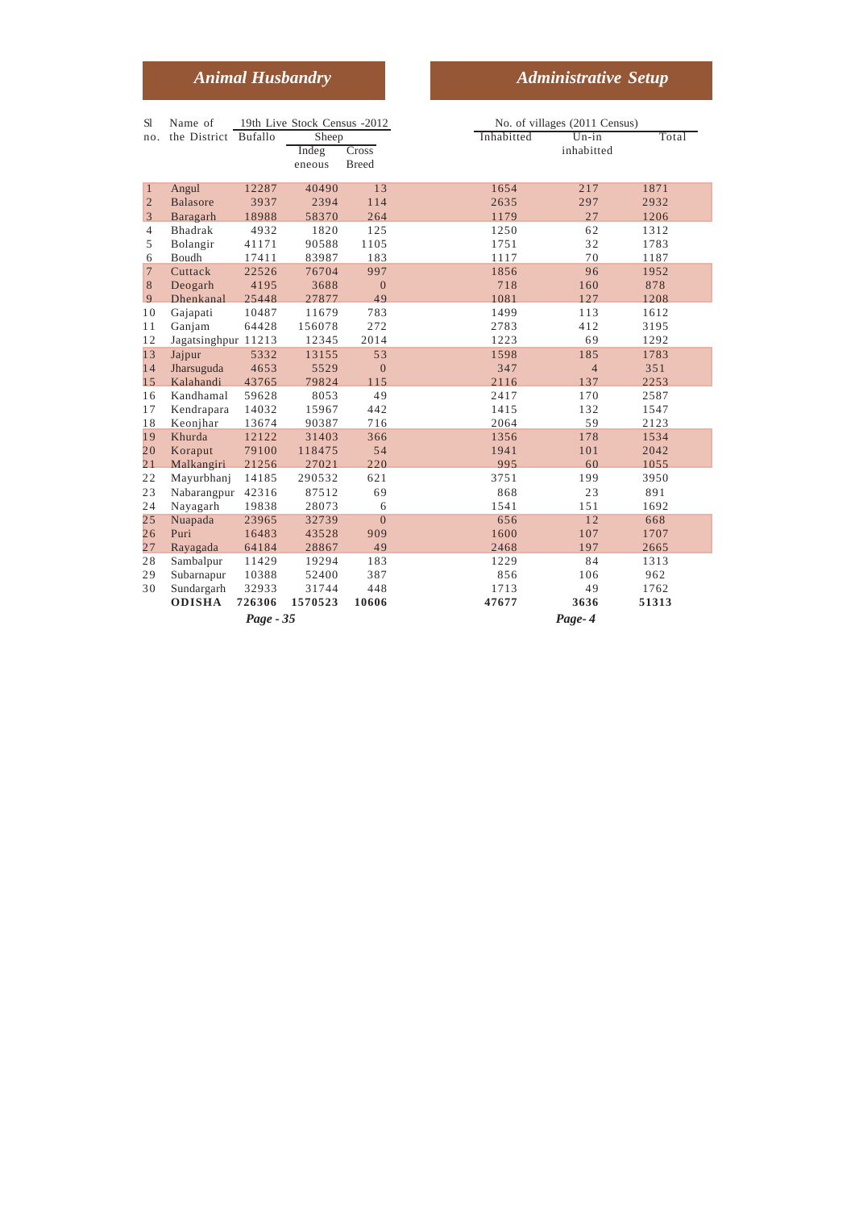## Animal Husbandry

## Administrative Setup

| Sl no. | Name of the District | 19th Live Stock Census -2012 | | | No. of villages (2011 Census) | | |
|---|---|---|---|---|---|---|---|
| | | Bufallo | Sheep | | Inhabitted | Un-in inhabitted | Total |
| | | | Indeg eneous | Cross Breed | | | |
| 1 | Angul | 12287 | 40490 | 13 | 1654 | 217 | 1871 |
| 2 | Balasore | 3937 | 2394 | 114 | 2635 | 297 | 2932 |
| 3 | Baragarh | 18988 | 58370 | 264 | 1179 | 27 | 1206 |
| 4 | Bhadrak | 4932 | 1820 | 125 | 1250 | 62 | 1312 |
| 5 | Bolangir | 41171 | 90588 | 1105 | 1751 | 32 | 1783 |
| 6 | Boudh | 17411 | 83987 | 183 | 1117 | 70 | 1187 |
| 7 | Cuttack | 22526 | 76704 | 997 | 1856 | 96 | 1952 |
| 8 | Deogarh | 4195 | 3688 | 0 | 718 | 160 | 878 |
| 9 | Dhenkanal | 25448 | 27877 | 49 | 1081 | 127 | 1208 |
| 10 | Gajapati | 10487 | 11679 | 783 | 1499 | 113 | 1612 |
| 11 | Ganjam | 64428 | 156078 | 272 | 2783 | 412 | 3195 |
| 12 | Jagatsinghpur | 11213 | 12345 | 2014 | 1223 | 69 | 1292 |
| 13 | Jajpur | 5332 | 13155 | 53 | 1598 | 185 | 1783 |
| 14 | Jharsuguda | 4653 | 5529 | 0 | 347 | 4 | 351 |
| 15 | Kalahandi | 43765 | 79824 | 115 | 2116 | 137 | 2253 |
| 16 | Kandhamal | 59628 | 8053 | 49 | 2417 | 170 | 2587 |
| 17 | Kendrapara | 14032 | 15967 | 442 | 1415 | 132 | 1547 |
| 18 | Keonjhar | 13674 | 90387 | 716 | 2064 | 59 | 2123 |
| 19 | Khurda | 12122 | 31403 | 366 | 1356 | 178 | 1534 |
| 20 | Koraput | 79100 | 118475 | 54 | 1941 | 101 | 2042 |
| 21 | Malkangiri | 21256 | 27021 | 220 | 995 | 60 | 1055 |
| 22 | Mayurbhanj | 14185 | 290532 | 621 | 3751 | 199 | 3950 |
| 23 | Nabarangpur | 42316 | 87512 | 69 | 868 | 23 | 891 |
| 24 | Nayagarh | 19838 | 28073 | 6 | 1541 | 151 | 1692 |
| 25 | Nuapada | 23965 | 32739 | 0 | 656 | 12 | 668 |
| 26 | Puri | 16483 | 43528 | 909 | 1600 | 107 | 1707 |
| 27 | Rayagada | 64184 | 28867 | 49 | 2468 | 197 | 2665 |
| 28 | Sambalpur | 11429 | 19294 | 183 | 1229 | 84 | 1313 |
| 29 | Subarnapur | 10388 | 52400 | 387 | 856 | 106 | 962 |
| 30 | Sundargarh | 32933 | 31744 | 448 | 1713 | 49 | 1762 |
| | **ODISHA** | **726306** | **1570523** | **10606** | **47677** | **3636** | **51313** |

*Page - 35*

*Page- 4*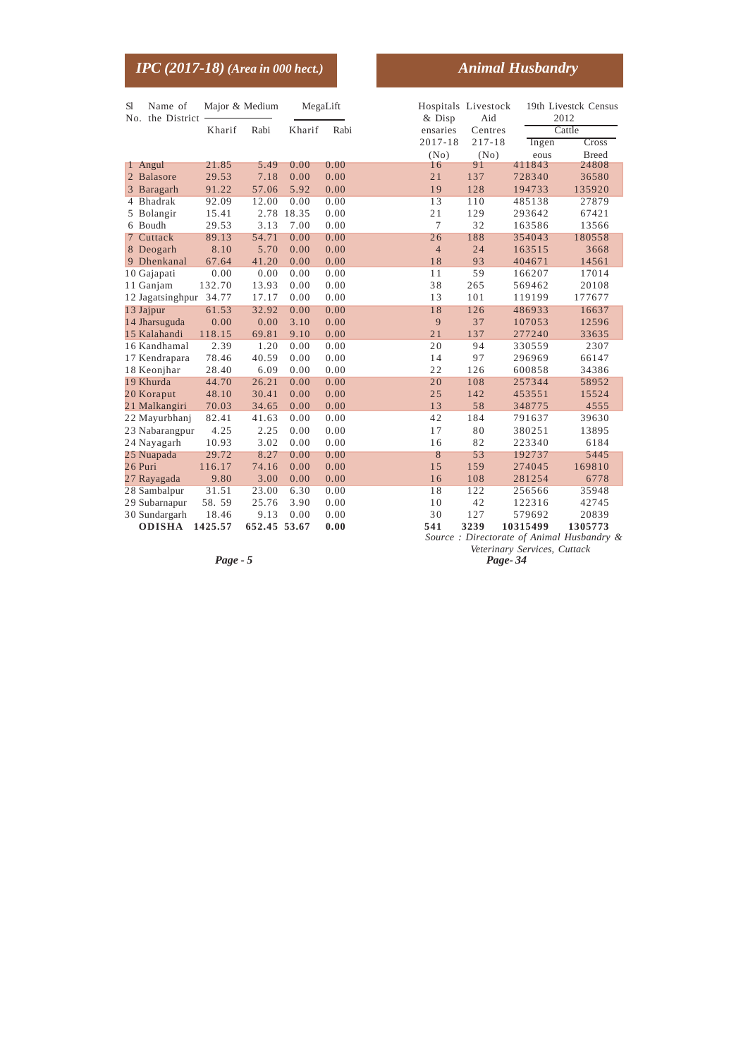## IPC (2017-18) *(Area in 000 hect.)*

| Sl No. | Name of the District | Major & Medium | | MegaLift | |
|---|---|---|---|---|---|
| | | Kharif | Rabi | Kharif | Rabi |
| 1 | Angul | 21.85 | 5.49 | 0.00 | 0.00 |
| 2 | Balasore | 29.53 | 7.18 | 0.00 | 0.00 |
| 3 | Baragarh | 91.22 | 57.06 | 5.92 | 0.00 |
| 4 | Bhadrak | 92.09 | 12.00 | 0.00 | 0.00 |
| 5 | Bolangir | 15.41 | 2.78 | 18.35 | 0.00 |
| 6 | Boudh | 29.53 | 3.13 | 7.00 | 0.00 |
| 7 | Cuttack | 89.13 | 54.71 | 0.00 | 0.00 |
| 8 | Deogarh | 8.10 | 5.70 | 0.00 | 0.00 |
| 9 | Dhenkanal | 67.64 | 41.20 | 0.00 | 0.00 |
| 10 | Gajapati | 0.00 | 0.00 | 0.00 | 0.00 |
| 11 | Ganjam | 132.70 | 13.93 | 0.00 | 0.00 |
| 12 | Jagatsinghpur | 34.77 | 17.17 | 0.00 | 0.00 |
| 13 | Jajpur | 61.53 | 32.92 | 0.00 | 0.00 |
| 14 | Jharsuguda | 0.00 | 0.00 | 3.10 | 0.00 |
| 15 | Kalahandi | 118.15 | 69.81 | 9.10 | 0.00 |
| 16 | Kandhamal | 2.39 | 1.20 | 0.00 | 0.00 |
| 17 | Kendrapara | 78.46 | 40.59 | 0.00 | 0.00 |
| 18 | Keonjhar | 28.40 | 6.09 | 0.00 | 0.00 |
| 19 | Khurda | 44.70 | 26.21 | 0.00 | 0.00 |
| 20 | Koraput | 48.10 | 30.41 | 0.00 | 0.00 |
| 21 | Malkangiri | 70.03 | 34.65 | 0.00 | 0.00 |
| 22 | Mayurbhanj | 82.41 | 41.63 | 0.00 | 0.00 |
| 23 | Nabarangpur | 4.25 | 2.25 | 0.00 | 0.00 |
| 24 | Nayagarh | 10.93 | 3.02 | 0.00 | 0.00 |
| 25 | Nuapada | 29.72 | 8.27 | 0.00 | 0.00 |
| 26 | Puri | 116.17 | 74.16 | 0.00 | 0.00 |
| 27 | Rayagada | 9.80 | 3.00 | 0.00 | 0.00 |
| 28 | Sambalpur | 31.51 | 23.00 | 6.30 | 0.00 |
| 29 | Subarnapur | 58. 59 | 25.76 | 3.90 | 0.00 |
| 30 | Sundargarh | 18.46 | 9.13 | 0.00 | 0.00 |
| | **ODISHA** | **1425.57** | **652.45** | **53.67** | **0.00** |

## Animal Husbandry

| Sl No. | Name of the District | Hospitals & Dispensaries 2017-18 (No) | Livestock Aid Centres 217-18 (No) | 19th Livestck Census 2012 Cattle | |
|---|---|---|---|---|---|
| | | | | Ingeneous | Cross Breed |
| 1 | Angul | 16 | 91 | 411843 | 24808 |
| 2 | Balasore | 21 | 137 | 728340 | 36580 |
| 3 | Baragarh | 19 | 128 | 194733 | 135920 |
| 4 | Bhadrak | 13 | 110 | 485138 | 27879 |
| 5 | Bolangir | 21 | 129 | 293642 | 67421 |
| 6 | Boudh | 7 | 32 | 163586 | 13566 |
| 7 | Cuttack | 26 | 188 | 354043 | 180558 |
| 8 | Deogarh | 4 | 24 | 163515 | 3668 |
| 9 | Dhenkanal | 18 | 93 | 404671 | 14561 |
| 10 | Gajapati | 11 | 59 | 166207 | 17014 |
| 11 | Ganjam | 38 | 265 | 569462 | 20108 |
| 12 | Jagatsinghpur | 13 | 101 | 119199 | 177677 |
| 13 | Jajpur | 18 | 126 | 486933 | 16637 |
| 14 | Jharsuguda | 9 | 37 | 107053 | 12596 |
| 15 | Kalahandi | 21 | 137 | 277240 | 33635 |
| 16 | Kandhamal | 20 | 94 | 330559 | 2307 |
| 17 | Kendrapara | 14 | 97 | 296969 | 66147 |
| 18 | Keonjhar | 22 | 126 | 600858 | 34386 |
| 19 | Khurda | 20 | 108 | 257344 | 58952 |
| 20 | Koraput | 25 | 142 | 453551 | 15524 |
| 21 | Malkangiri | 13 | 58 | 348775 | 4555 |
| 22 | Mayurbhanj | 42 | 184 | 791637 | 39630 |
| 23 | Nabarangpur | 17 | 80 | 380251 | 13895 |
| 24 | Nayagarh | 16 | 82 | 223340 | 6184 |
| 25 | Nuapada | 8 | 53 | 192737 | 5445 |
| 26 | Puri | 15 | 159 | 274045 | 169810 |
| 27 | Rayagada | 16 | 108 | 281254 | 6778 |
| 28 | Sambalpur | 18 | 122 | 256566 | 35948 |
| 29 | Subarnapur | 10 | 42 | 122316 | 42745 |
| 30 | Sundargarh | 30 | 127 | 579692 | 20839 |
| | **ODISHA** | **541** | **3239** | **10315499** | **1305773** |

*Source : Directorate of Animal Husbandry & Veterinary Services, Cuttack*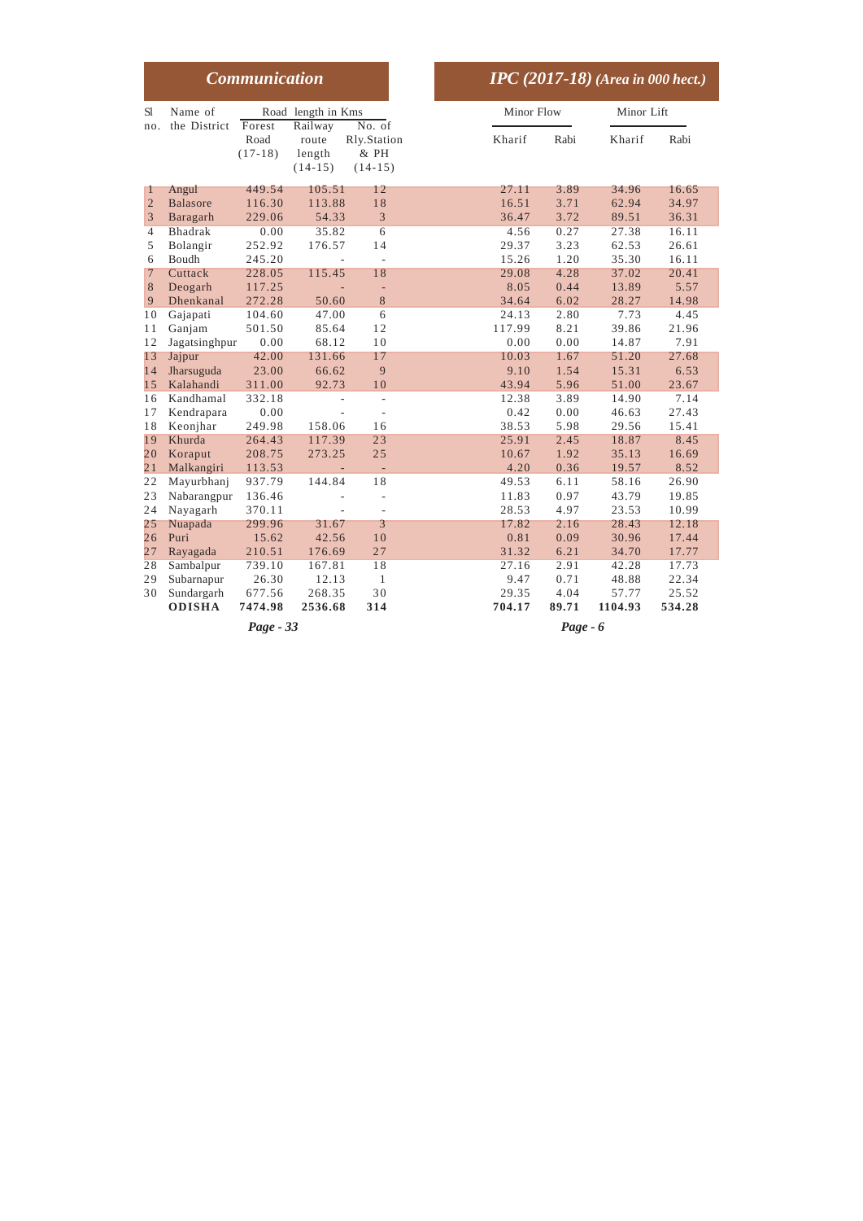## Communication

## IPC (2017-18) *(Area in 000 hect.)*

| Sl no. | Name of the District | Road length in Kms | | | Minor Flow | | Minor Lift | |
|---|---|---|---|---|---|---|---|---|
| | | Forest Road (17-18) | Railway route length (14-15) | No. of Rly.Station & PH (14-15) | Kharif | Rabi | Kharif | Rabi |
| 1 | Angul | 449.54 | 105.51 | 12 | 27.11 | 3.89 | 34.96 | 16.65 |
| 2 | Balasore | 116.30 | 113.88 | 18 | 16.51 | 3.71 | 62.94 | 34.97 |
| 3 | Baragarh | 229.06 | 54.33 | 3 | 36.47 | 3.72 | 89.51 | 36.31 |
| 4 | Bhadrak | 0.00 | 35.82 | 6 | 4.56 | 0.27 | 27.38 | 16.11 |
| 5 | Bolangir | 252.92 | 176.57 | 14 | 29.37 | 3.23 | 62.53 | 26.61 |
| 6 | Boudh | 245.20 | - | - | 15.26 | 1.20 | 35.30 | 16.11 |
| 7 | Cuttack | 228.05 | 115.45 | 18 | 29.08 | 4.28 | 37.02 | 20.41 |
| 8 | Deogarh | 117.25 | - | - | 8.05 | 0.44 | 13.89 | 5.57 |
| 9 | Dhenkanal | 272.28 | 50.60 | 8 | 34.64 | 6.02 | 28.27 | 14.98 |
| 10 | Gajapati | 104.60 | 47.00 | 6 | 24.13 | 2.80 | 7.73 | 4.45 |
| 11 | Ganjam | 501.50 | 85.64 | 12 | 117.99 | 8.21 | 39.86 | 21.96 |
| 12 | Jagatsinghpur | 0.00 | 68.12 | 10 | 0.00 | 0.00 | 14.87 | 7.91 |
| 13 | Jajpur | 42.00 | 131.66 | 17 | 10.03 | 1.67 | 51.20 | 27.68 |
| 14 | Jharsuguda | 23.00 | 66.62 | 9 | 9.10 | 1.54 | 15.31 | 6.53 |
| 15 | Kalahandi | 311.00 | 92.73 | 10 | 43.94 | 5.96 | 51.00 | 23.67 |
| 16 | Kandhamal | 332.18 | - | - | 12.38 | 3.89 | 14.90 | 7.14 |
| 17 | Kendrapara | 0.00 | - | - | 0.42 | 0.00 | 46.63 | 27.43 |
| 18 | Keonjhar | 249.98 | 158.06 | 16 | 38.53 | 5.98 | 29.56 | 15.41 |
| 19 | Khurda | 264.43 | 117.39 | 23 | 25.91 | 2.45 | 18.87 | 8.45 |
| 20 | Koraput | 208.75 | 273.25 | 25 | 10.67 | 1.92 | 35.13 | 16.69 |
| 21 | Malkangiri | 113.53 | - | - | 4.20 | 0.36 | 19.57 | 8.52 |
| 22 | Mayurbhanj | 937.79 | 144.84 | 18 | 49.53 | 6.11 | 58.16 | 26.90 |
| 23 | Nabarangpur | 136.46 | - | - | 11.83 | 0.97 | 43.79 | 19.85 |
| 24 | Nayagarh | 370.11 | - | - | 28.53 | 4.97 | 23.53 | 10.99 |
| 25 | Nuapada | 299.96 | 31.67 | 3 | 17.82 | 2.16 | 28.43 | 12.18 |
| 26 | Puri | 15.62 | 42.56 | 10 | 0.81 | 0.09 | 30.96 | 17.44 |
| 27 | Rayagada | 210.51 | 176.69 | 27 | 31.32 | 6.21 | 34.70 | 17.77 |
| 28 | Sambalpur | 739.10 | 167.81 | 18 | 27.16 | 2.91 | 42.28 | 17.73 |
| 29 | Subarnapur | 26.30 | 12.13 | 1 | 9.47 | 0.71 | 48.88 | 22.34 |
| 30 | Sundargarh | 677.56 | 268.35 | 30 | 29.35 | 4.04 | 57.77 | 25.52 |
| | **ODISHA** | **7474.98** | **2536.68** | **314** | **704.17** | **89.71** | **1104.93** | **534.28** |

*Page - 33*

*Page - 6*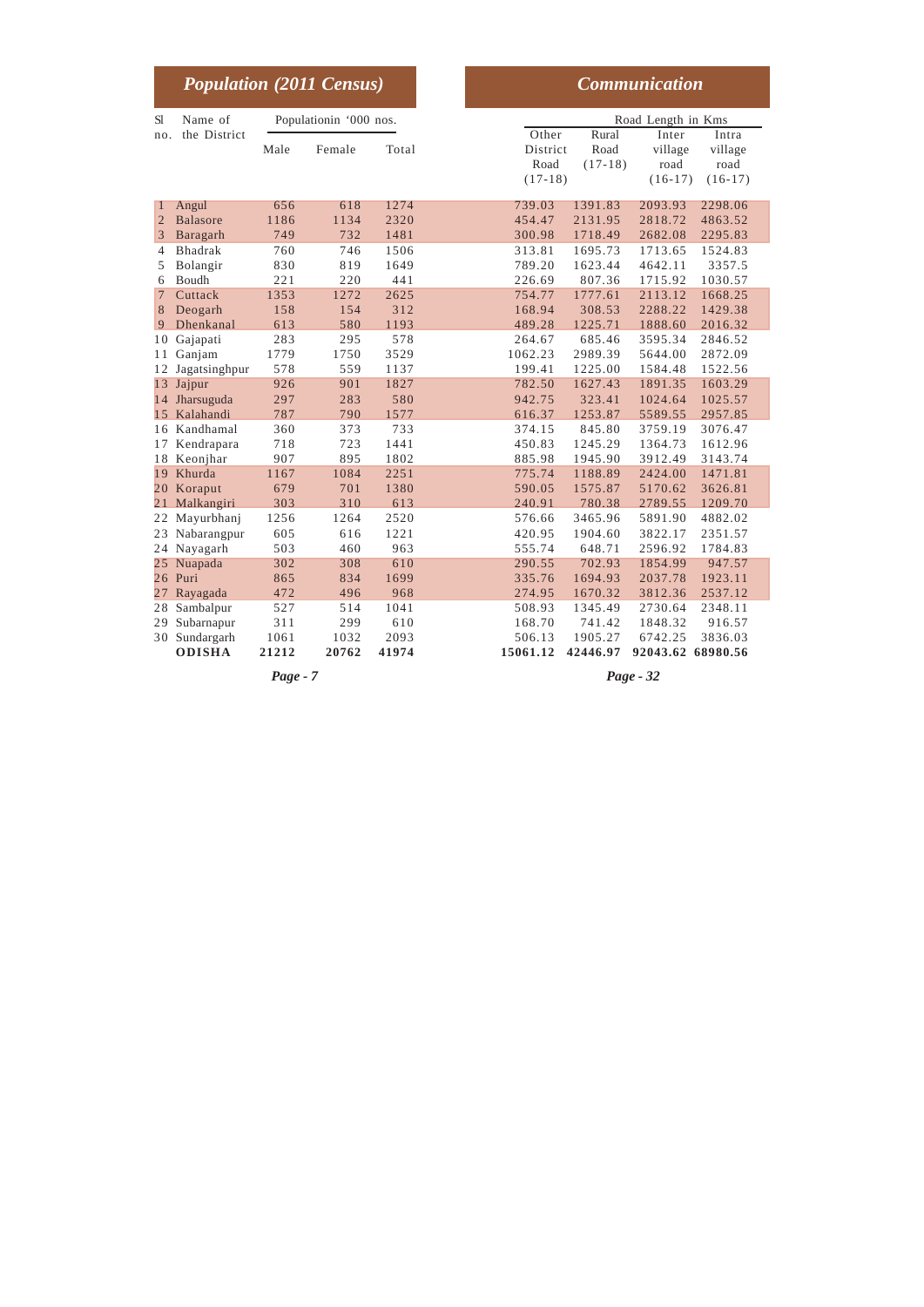## Population (2011 Census)

| Sl no. | Name of the District | Populationin '000 nos. | | |
|---|---|---|---|---|
| | | Male | Female | Total |
| 1 | Angul | 656 | 618 | 1274 |
| 2 | Balasore | 1186 | 1134 | 2320 |
| 3 | Baragarh | 749 | 732 | 1481 |
| 4 | Bhadrak | 760 | 746 | 1506 |
| 5 | Bolangir | 830 | 819 | 1649 |
| 6 | Boudh | 221 | 220 | 441 |
| 7 | Cuttack | 1353 | 1272 | 2625 |
| 8 | Deogarh | 158 | 154 | 312 |
| 9 | Dhenkanal | 613 | 580 | 1193 |
| 10 | Gajapati | 283 | 295 | 578 |
| 11 | Ganjam | 1779 | 1750 | 3529 |
| 12 | Jagatsinghpur | 578 | 559 | 1137 |
| 13 | Jajpur | 926 | 901 | 1827 |
| 14 | Jharsuguda | 297 | 283 | 580 |
| 15 | Kalahandi | 787 | 790 | 1577 |
| 16 | Kandhamal | 360 | 373 | 733 |
| 17 | Kendrapara | 718 | 723 | 1441 |
| 18 | Keonjhar | 907 | 895 | 1802 |
| 19 | Khurda | 1167 | 1084 | 2251 |
| 20 | Koraput | 679 | 701 | 1380 |
| 21 | Malkangiri | 303 | 310 | 613 |
| 22 | Mayurbhanj | 1256 | 1264 | 2520 |
| 23 | Nabarangpur | 605 | 616 | 1221 |
| 24 | Nayagarh | 503 | 460 | 963 |
| 25 | Nuapada | 302 | 308 | 610 |
| 26 | Puri | 865 | 834 | 1699 |
| 27 | Rayagada | 472 | 496 | 968 |
| 28 | Sambalpur | 527 | 514 | 1041 |
| 29 | Subarnapur | 311 | 299 | 610 |
| 30 | Sundargarh | 1061 | 1032 | 2093 |
| | **ODISHA** | **21212** | **20762** | **41974** |

*Page - 7*

## Communication

| Road Length in Kms | | | |
|---|---|---|---|
| Other District Road (17-18) | Rural Road (17-18) | Inter village road (16-17) | Intra village road (16-17) |
| 739.03 | 1391.83 | 2093.93 | 2298.06 |
| 454.47 | 2131.95 | 2818.72 | 4863.52 |
| 300.98 | 1718.49 | 2682.08 | 2295.83 |
| 313.81 | 1695.73 | 1713.65 | 1524.83 |
| 789.20 | 1623.44 | 4642.11 | 3357.5 |
| 226.69 | 807.36 | 1715.92 | 1030.57 |
| 754.77 | 1777.61 | 2113.12 | 1668.25 |
| 168.94 | 308.53 | 2288.22 | 1429.38 |
| 489.28 | 1225.71 | 1888.60 | 2016.32 |
| 264.67 | 685.46 | 3595.34 | 2846.52 |
| 1062.23 | 2989.39 | 5644.00 | 2872.09 |
| 199.41 | 1225.00 | 1584.48 | 1522.56 |
| 782.50 | 1627.43 | 1891.35 | 1603.29 |
| 942.75 | 323.41 | 1024.64 | 1025.57 |
| 616.37 | 1253.87 | 5589.55 | 2957.85 |
| 374.15 | 845.80 | 3759.19 | 3076.47 |
| 450.83 | 1245.29 | 1364.73 | 1612.96 |
| 885.98 | 1945.90 | 3912.49 | 3143.74 |
| 775.74 | 1188.89 | 2424.00 | 1471.81 |
| 590.05 | 1575.87 | 5170.62 | 3626.81 |
| 240.91 | 780.38 | 2789.55 | 1209.70 |
| 576.66 | 3465.96 | 5891.90 | 4882.02 |
| 420.95 | 1904.60 | 3822.17 | 2351.57 |
| 555.74 | 648.71 | 2596.92 | 1784.83 |
| 290.55 | 702.93 | 1854.99 | 947.57 |
| 335.76 | 1694.93 | 2037.78 | 1923.11 |
| 274.95 | 1670.32 | 3812.36 | 2537.12 |
| 508.93 | 1345.49 | 2730.64 | 2348.11 |
| 168.70 | 741.42 | 1848.32 | 916.57 |
| 506.13 | 1905.27 | 6742.25 | 3836.03 |
| **15061.12** | **42446.97** | **92043.62** | **68980.56** |

*Page - 32*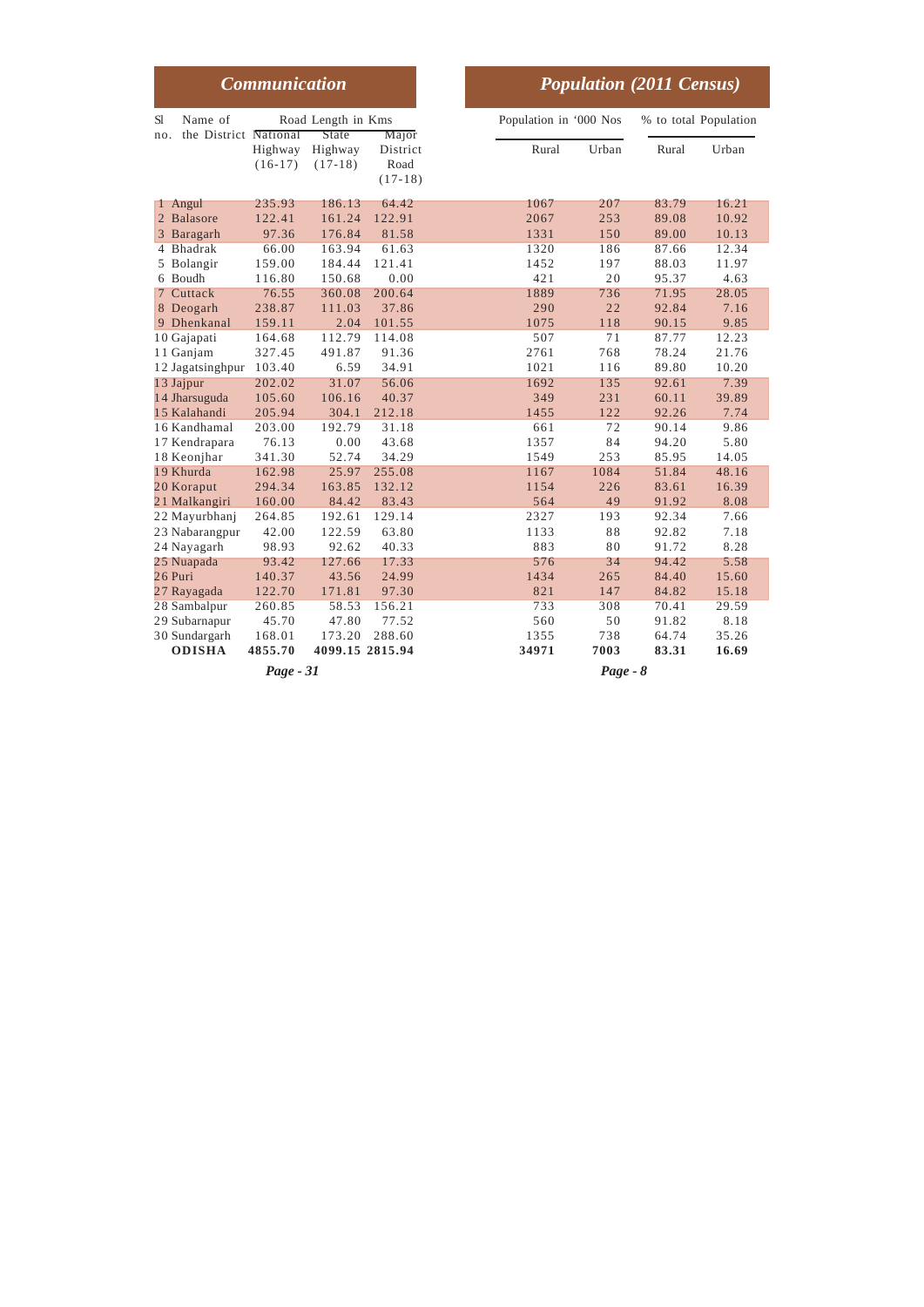| Communication | | | | | Population (2011 Census) | | | |
|---|---|---|---|---|---|---|---|---|
| Sl no. | Name of the District | Road Length in Kms | | | Population in '000 Nos | | % to total Population | |
| | | National Highway (16-17) | State Highway (17-18) | Major District Road (17-18) | Rural | Urban | Rural | Urban |
| 1 | Angul | 235.93 | 186.13 | 64.42 | 1067 | 207 | 83.79 | 16.21 |
| 2 | Balasore | 122.41 | 161.24 | 122.91 | 2067 | 253 | 89.08 | 10.92 |
| 3 | Baragarh | 97.36 | 176.84 | 81.58 | 1331 | 150 | 89.00 | 10.13 |
| 4 | Bhadrak | 66.00 | 163.94 | 61.63 | 1320 | 186 | 87.66 | 12.34 |
| 5 | Bolangir | 159.00 | 184.44 | 121.41 | 1452 | 197 | 88.03 | 11.97 |
| 6 | Boudh | 116.80 | 150.68 | 0.00 | 421 | 20 | 95.37 | 4.63 |
| 7 | Cuttack | 76.55 | 360.08 | 200.64 | 1889 | 736 | 71.95 | 28.05 |
| 8 | Deogarh | 238.87 | 111.03 | 37.86 | 290 | 22 | 92.84 | 7.16 |
| 9 | Dhenkanal | 159.11 | 2.04 | 101.55 | 1075 | 118 | 90.15 | 9.85 |
| 10 | Gajapati | 164.68 | 112.79 | 114.08 | 507 | 71 | 87.77 | 12.23 |
| 11 | Ganjam | 327.45 | 491.87 | 91.36 | 2761 | 768 | 78.24 | 21.76 |
| 12 | Jagatsinghpur | 103.40 | 6.59 | 34.91 | 1021 | 116 | 89.80 | 10.20 |
| 13 | Jajpur | 202.02 | 31.07 | 56.06 | 1692 | 135 | 92.61 | 7.39 |
| 14 | Jharsuguda | 105.60 | 106.16 | 40.37 | 349 | 231 | 60.11 | 39.89 |
| 15 | Kalahandi | 205.94 | 304.1 | 212.18 | 1455 | 122 | 92.26 | 7.74 |
| 16 | Kandhamal | 203.00 | 192.79 | 31.18 | 661 | 72 | 90.14 | 9.86 |
| 17 | Kendrapara | 76.13 | 0.00 | 43.68 | 1357 | 84 | 94.20 | 5.80 |
| 18 | Keonjhar | 341.30 | 52.74 | 34.29 | 1549 | 253 | 85.95 | 14.05 |
| 19 | Khurda | 162.98 | 25.97 | 255.08 | 1167 | 1084 | 51.84 | 48.16 |
| 20 | Koraput | 294.34 | 163.85 | 132.12 | 1154 | 226 | 83.61 | 16.39 |
| 21 | Malkangiri | 160.00 | 84.42 | 83.43 | 564 | 49 | 91.92 | 8.08 |
| 22 | Mayurbhanj | 264.85 | 192.61 | 129.14 | 2327 | 193 | 92.34 | 7.66 |
| 23 | Nabarangpur | 42.00 | 122.59 | 63.80 | 1133 | 88 | 92.82 | 7.18 |
| 24 | Nayagarh | 98.93 | 92.62 | 40.33 | 883 | 80 | 91.72 | 8.28 |
| 25 | Nuapada | 93.42 | 127.66 | 17.33 | 576 | 34 | 94.42 | 5.58 |
| 26 | Puri | 140.37 | 43.56 | 24.99 | 1434 | 265 | 84.40 | 15.60 |
| 27 | Rayagada | 122.70 | 171.81 | 97.30 | 821 | 147 | 84.82 | 15.18 |
| 28 | Sambalpur | 260.85 | 58.53 | 156.21 | 733 | 308 | 70.41 | 29.59 |
| 29 | Subarnapur | 45.70 | 47.80 | 77.52 | 560 | 50 | 91.82 | 8.18 |
| 30 | Sundargarh | 168.01 | 173.20 | 288.60 | 1355 | 738 | 64.74 | 35.26 |
| | **ODISHA** | **4855.70** | **4099.15** | **2815.94** | **34971** | **7003** | **83.31** | **16.69** |

*Page - 31* *Page - 8*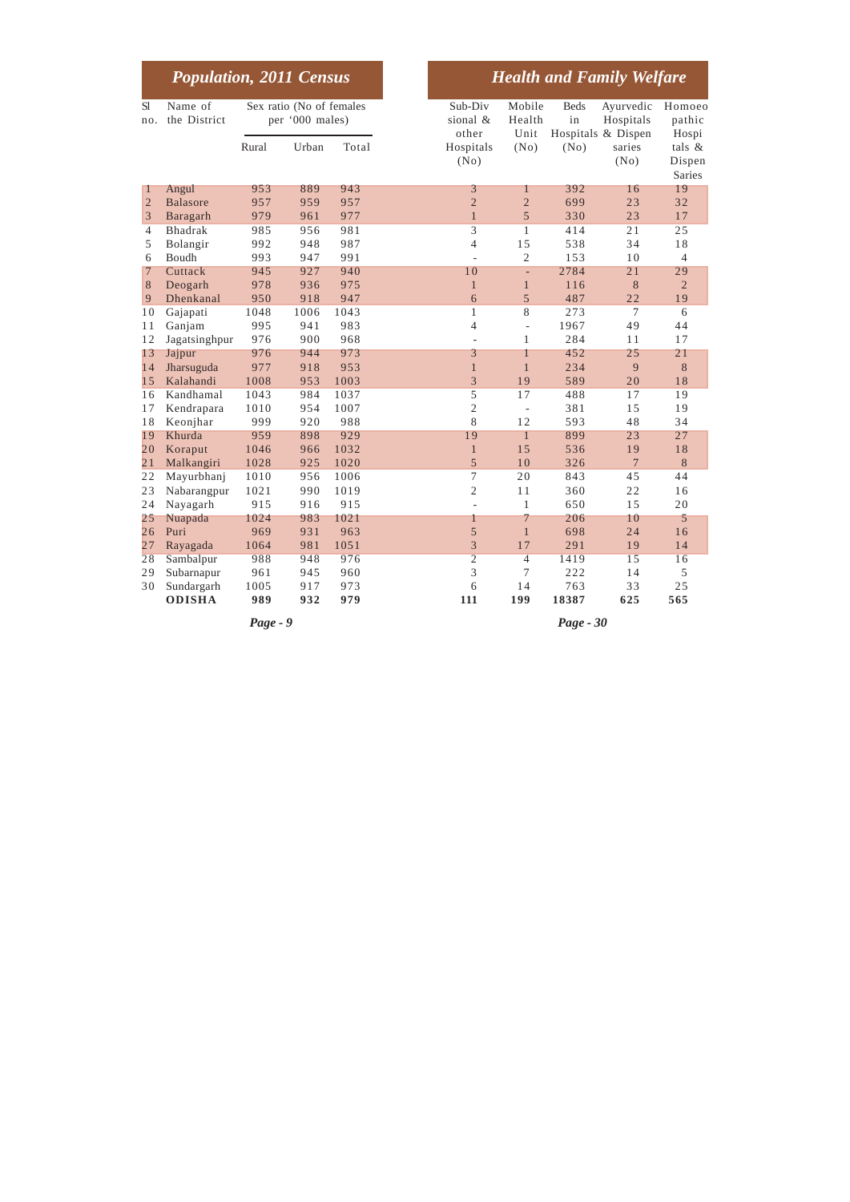## Population, 2011 Census

| Sl no. | Name of the District | Sex ratio (No of females per '000 males) | | |
|---|---|---|---|---|
| | | Rural | Urban | Total |
| 1 | Angul | 953 | 889 | 943 |
| 2 | Balasore | 957 | 959 | 957 |
| 3 | Baragarh | 979 | 961 | 977 |
| 4 | Bhadrak | 985 | 956 | 981 |
| 5 | Bolangir | 992 | 948 | 987 |
| 6 | Boudh | 993 | 947 | 991 |
| 7 | Cuttack | 945 | 927 | 940 |
| 8 | Deogarh | 978 | 936 | 975 |
| 9 | Dhenkanal | 950 | 918 | 947 |
| 10 | Gajapati | 1048 | 1006 | 1043 |
| 11 | Ganjam | 995 | 941 | 983 |
| 12 | Jagatsinghpur | 976 | 900 | 968 |
| 13 | Jajpur | 976 | 944 | 973 |
| 14 | Jharsuguda | 977 | 918 | 953 |
| 15 | Kalahandi | 1008 | 953 | 1003 |
| 16 | Kandhamal | 1043 | 984 | 1037 |
| 17 | Kendrapara | 1010 | 954 | 1007 |
| 18 | Keonjhar | 999 | 920 | 988 |
| 19 | Khurda | 959 | 898 | 929 |
| 20 | Koraput | 1046 | 966 | 1032 |
| 21 | Malkangiri | 1028 | 925 | 1020 |
| 22 | Mayurbhanj | 1010 | 956 | 1006 |
| 23 | Nabarangpur | 1021 | 990 | 1019 |
| 24 | Nayagarh | 915 | 916 | 915 |
| 25 | Nuapada | 1024 | 983 | 1021 |
| 26 | Puri | 969 | 931 | 963 |
| 27 | Rayagada | 1064 | 981 | 1051 |
| 28 | Sambalpur | 988 | 948 | 976 |
| 29 | Subarnapur | 961 | 945 | 960 |
| 30 | Sundargarh | 1005 | 917 | 973 |
| | **ODISHA** | **989** | **932** | **979** |

*Page - 9*

## Health and Family Welfare

| Sl no. | Name of the District | Sub-Divisional & other Hospitals (No) | Mobile Health Unit (No) | Beds in Hospitals (No) | Ayurvedic Hospitals & Dispensaries (No) | Homoeopathic Hospitals & Dispensaries |
|---|---|---|---|---|---|---|
| 1 | Angul | 3 | 1 | 392 | 16 | 19 |
| 2 | Balasore | 2 | 2 | 699 | 23 | 32 |
| 3 | Baragarh | 1 | 5 | 330 | 23 | 17 |
| 4 | Bhadrak | 3 | 1 | 414 | 21 | 25 |
| 5 | Bolangir | 4 | 15 | 538 | 34 | 18 |
| 6 | Boudh | - | 2 | 153 | 10 | 4 |
| 7 | Cuttack | 10 | - | 2784 | 21 | 29 |
| 8 | Deogarh | 1 | 1 | 116 | 8 | 2 |
| 9 | Dhenkanal | 6 | 5 | 487 | 22 | 19 |
| 10 | Gajapati | 1 | 8 | 273 | 7 | 6 |
| 11 | Ganjam | 4 | - | 1967 | 49 | 44 |
| 12 | Jagatsinghpur | - | 1 | 284 | 11 | 17 |
| 13 | Jajpur | 3 | 1 | 452 | 25 | 21 |
| 14 | Jharsuguda | 1 | 1 | 234 | 9 | 8 |
| 15 | Kalahandi | 3 | 19 | 589 | 20 | 18 |
| 16 | Kandhamal | 5 | 17 | 488 | 17 | 19 |
| 17 | Kendrapara | 2 | - | 381 | 15 | 19 |
| 18 | Keonjhar | 8 | 12 | 593 | 48 | 34 |
| 19 | Khurda | 19 | 1 | 899 | 23 | 27 |
| 20 | Koraput | 1 | 15 | 536 | 19 | 18 |
| 21 | Malkangiri | 5 | 10 | 326 | 7 | 8 |
| 22 | Mayurbhanj | 7 | 20 | 843 | 45 | 44 |
| 23 | Nabarangpur | 2 | 11 | 360 | 22 | 16 |
| 24 | Nayagarh | - | 1 | 650 | 15 | 20 |
| 25 | Nuapada | 1 | 7 | 206 | 10 | 5 |
| 26 | Puri | 5 | 1 | 698 | 24 | 16 |
| 27 | Rayagada | 3 | 17 | 291 | 19 | 14 |
| 28 | Sambalpur | 2 | 4 | 1419 | 15 | 16 |
| 29 | Subarnapur | 3 | 7 | 222 | 14 | 5 |
| 30 | Sundargarh | 6 | 14 | 763 | 33 | 25 |
| | **ODISHA** | **111** | **199** | **18387** | **625** | **565** |

*Page - 30*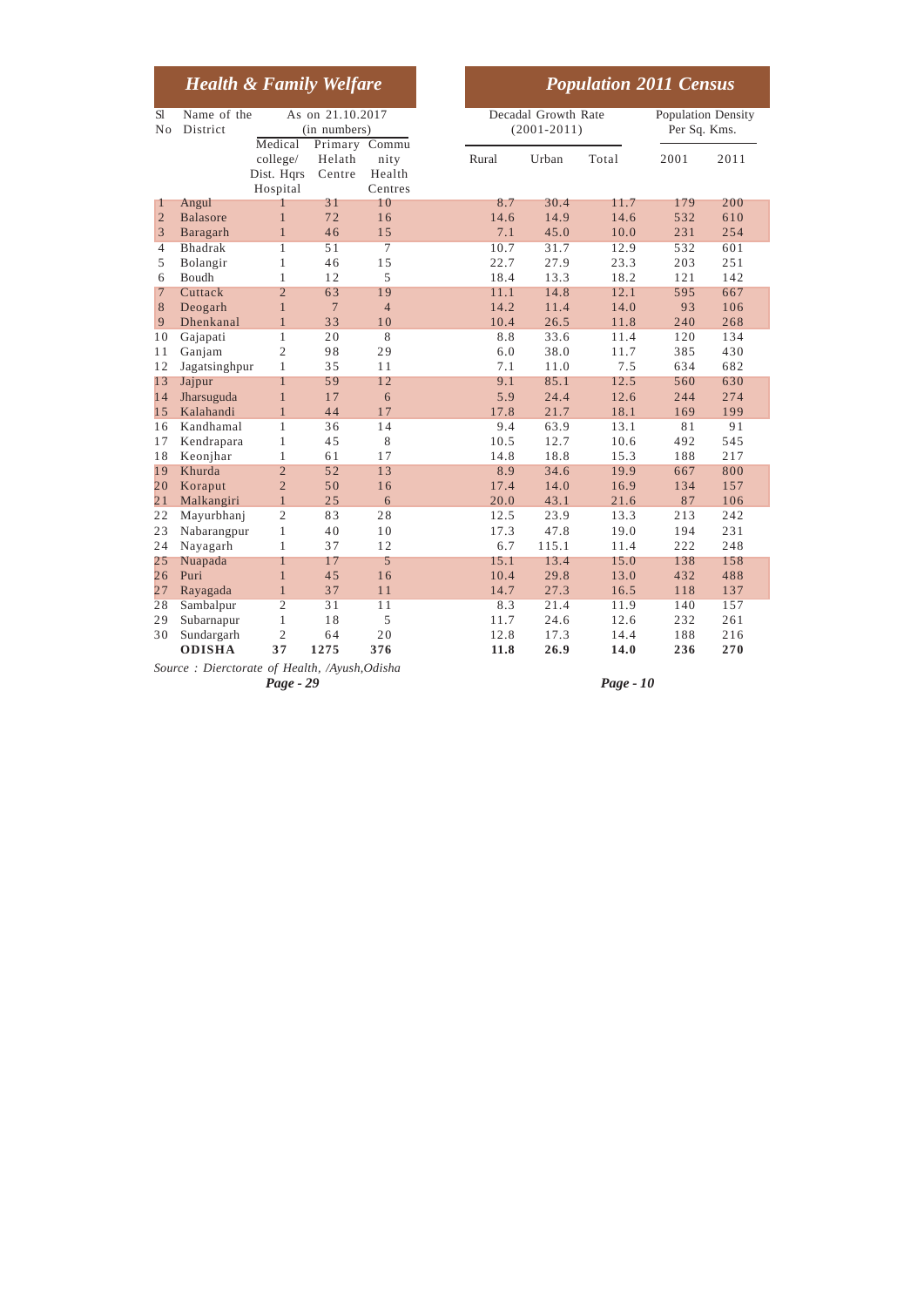## *Health & Family Welfare*

## *Population 2011 Census*

| Sl No | Name of the District | As on 21.10.2017 (in numbers) | | | Decadal Growth Rate (2001-2011) | | | Population Density Per Sq. Kms. | |
|---|---|---|---|---|---|---|---|---|---|
| | | Medical college/ Dist. Hqrs Hospital | Primary Helath Centre | Community Health Centres | Rural | Urban | Total | 2001 | 2011 |
| 1 | Angul | 1 | 31 | 10 | 8.7 | 30.4 | 11.7 | 179 | 200 |
| 2 | Balasore | 1 | 72 | 16 | 14.6 | 14.9 | 14.6 | 532 | 610 |
| 3 | Baragarh | 1 | 46 | 15 | 7.1 | 45.0 | 10.0 | 231 | 254 |
| 4 | Bhadrak | 1 | 51 | 7 | 10.7 | 31.7 | 12.9 | 532 | 601 |
| 5 | Bolangir | 1 | 46 | 15 | 22.7 | 27.9 | 23.3 | 203 | 251 |
| 6 | Boudh | 1 | 12 | 5 | 18.4 | 13.3 | 18.2 | 121 | 142 |
| 7 | Cuttack | 2 | 63 | 19 | 11.1 | 14.8 | 12.1 | 595 | 667 |
| 8 | Deogarh | 1 | 7 | 4 | 14.2 | 11.4 | 14.0 | 93 | 106 |
| 9 | Dhenkanal | 1 | 33 | 10 | 10.4 | 26.5 | 11.8 | 240 | 268 |
| 10 | Gajapati | 1 | 20 | 8 | 8.8 | 33.6 | 11.4 | 120 | 134 |
| 11 | Ganjam | 2 | 98 | 29 | 6.0 | 38.0 | 11.7 | 385 | 430 |
| 12 | Jagatsinghpur | 1 | 35 | 11 | 7.1 | 11.0 | 7.5 | 634 | 682 |
| 13 | Jajpur | 1 | 59 | 12 | 9.1 | 85.1 | 12.5 | 560 | 630 |
| 14 | Jharsuguda | 1 | 17 | 6 | 5.9 | 24.4 | 12.6 | 244 | 274 |
| 15 | Kalahandi | 1 | 44 | 17 | 17.8 | 21.7 | 18.1 | 169 | 199 |
| 16 | Kandhamal | 1 | 36 | 14 | 9.4 | 63.9 | 13.1 | 81 | 91 |
| 17 | Kendrapara | 1 | 45 | 8 | 10.5 | 12.7 | 10.6 | 492 | 545 |
| 18 | Keonjhar | 1 | 61 | 17 | 14.8 | 18.8 | 15.3 | 188 | 217 |
| 19 | Khurda | 2 | 52 | 13 | 8.9 | 34.6 | 19.9 | 667 | 800 |
| 20 | Koraput | 2 | 50 | 16 | 17.4 | 14.0 | 16.9 | 134 | 157 |
| 21 | Malkangiri | 1 | 25 | 6 | 20.0 | 43.1 | 21.6 | 87 | 106 |
| 22 | Mayurbhanj | 2 | 83 | 28 | 12.5 | 23.9 | 13.3 | 213 | 242 |
| 23 | Nabarangpur | 1 | 40 | 10 | 17.3 | 47.8 | 19.0 | 194 | 231 |
| 24 | Nayagarh | 1 | 37 | 12 | 6.7 | 115.1 | 11.4 | 222 | 248 |
| 25 | Nuapada | 1 | 17 | 5 | 15.1 | 13.4 | 15.0 | 138 | 158 |
| 26 | Puri | 1 | 45 | 16 | 10.4 | 29.8 | 13.0 | 432 | 488 |
| 27 | Rayagada | 1 | 37 | 11 | 14.7 | 27.3 | 16.5 | 118 | 137 |
| 28 | Sambalpur | 2 | 31 | 11 | 8.3 | 21.4 | 11.9 | 140 | 157 |
| 29 | Subarnapur | 1 | 18 | 5 | 11.7 | 24.6 | 12.6 | 232 | 261 |
| 30 | Sundargarh | 2 | 64 | 20 | 12.8 | 17.3 | 14.4 | 188 | 216 |
| | **ODISHA** | **37** | **1275** | **376** | **11.8** | **26.9** | **14.0** | **236** | **270** |

*Source : Dierctorate of Health, /Ayush,Odisha*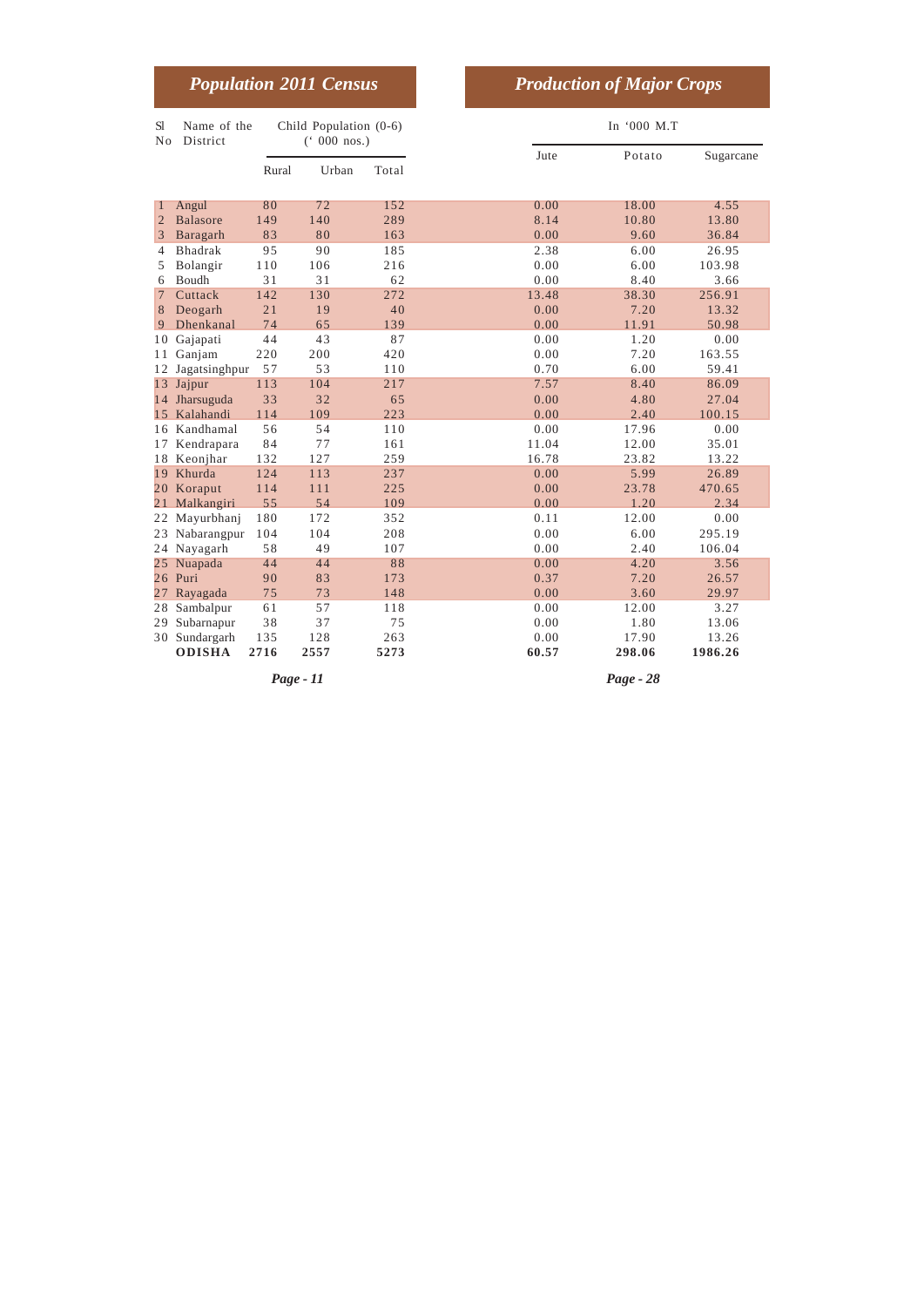## *Population 2011 Census*

| Sl No | Name of the District | Child Population (0-6) (' 000 nos.) | | |
|---|---|---|---|---|
| | | Rural | Urban | Total |
| 1 | Angul | 80 | 72 | 152 |
| 2 | Balasore | 149 | 140 | 289 |
| 3 | Baragarh | 83 | 80 | 163 |
| 4 | Bhadrak | 95 | 90 | 185 |
| 5 | Bolangir | 110 | 106 | 216 |
| 6 | Boudh | 31 | 31 | 62 |
| 7 | Cuttack | 142 | 130 | 272 |
| 8 | Deogarh | 21 | 19 | 40 |
| 9 | Dhenkanal | 74 | 65 | 139 |
| 10 | Gajapati | 44 | 43 | 87 |
| 11 | Ganjam | 220 | 200 | 420 |
| 12 | Jagatsinghpur | 57 | 53 | 110 |
| 13 | Jajpur | 113 | 104 | 217 |
| 14 | Jharsuguda | 33 | 32 | 65 |
| 15 | Kalahandi | 114 | 109 | 223 |
| 16 | Kandhamal | 56 | 54 | 110 |
| 17 | Kendrapara | 84 | 77 | 161 |
| 18 | Keonjhar | 132 | 127 | 259 |
| 19 | Khurda | 124 | 113 | 237 |
| 20 | Koraput | 114 | 111 | 225 |
| 21 | Malkangiri | 55 | 54 | 109 |
| 22 | Mayurbhanj | 180 | 172 | 352 |
| 23 | Nabarangpur | 104 | 104 | 208 |
| 24 | Nayagarh | 58 | 49 | 107 |
| 25 | Nuapada | 44 | 44 | 88 |
| 26 | Puri | 90 | 83 | 173 |
| 27 | Rayagada | 75 | 73 | 148 |
| 28 | Sambalpur | 61 | 57 | 118 |
| 29 | Subarnapur | 38 | 37 | 75 |
| 30 | Sundargarh | 135 | 128 | 263 |
| | **ODISHA** | **2716** | **2557** | **5273** |

***Page - 11***

## *Production of Major Crops*

In '000 M.T

| Jute | Potato | Sugarcane |
|---|---|---|
| 0.00 | 18.00 | 4.55 |
| 8.14 | 10.80 | 13.80 |
| 0.00 | 9.60 | 36.84 |
| 2.38 | 6.00 | 26.95 |
| 0.00 | 6.00 | 103.98 |
| 0.00 | 8.40 | 3.66 |
| 13.48 | 38.30 | 256.91 |
| 0.00 | 7.20 | 13.32 |
| 0.00 | 11.91 | 50.98 |
| 0.00 | 1.20 | 0.00 |
| 0.00 | 7.20 | 163.55 |
| 0.70 | 6.00 | 59.41 |
| 7.57 | 8.40 | 86.09 |
| 0.00 | 4.80 | 27.04 |
| 0.00 | 2.40 | 100.15 |
| 0.00 | 17.96 | 0.00 |
| 11.04 | 12.00 | 35.01 |
| 16.78 | 23.82 | 13.22 |
| 0.00 | 5.99 | 26.89 |
| 0.00 | 23.78 | 470.65 |
| 0.00 | 1.20 | 2.34 |
| 0.11 | 12.00 | 0.00 |
| 0.00 | 6.00 | 295.19 |
| 0.00 | 2.40 | 106.04 |
| 0.00 | 4.20 | 3.56 |
| 0.37 | 7.20 | 26.57 |
| 0.00 | 3.60 | 29.97 |
| 0.00 | 12.00 | 3.27 |
| 0.00 | 1.80 | 13.06 |
| 0.00 | 17.90 | 13.26 |
| **60.57** | **298.06** | **1986.26** |

***Page - 28***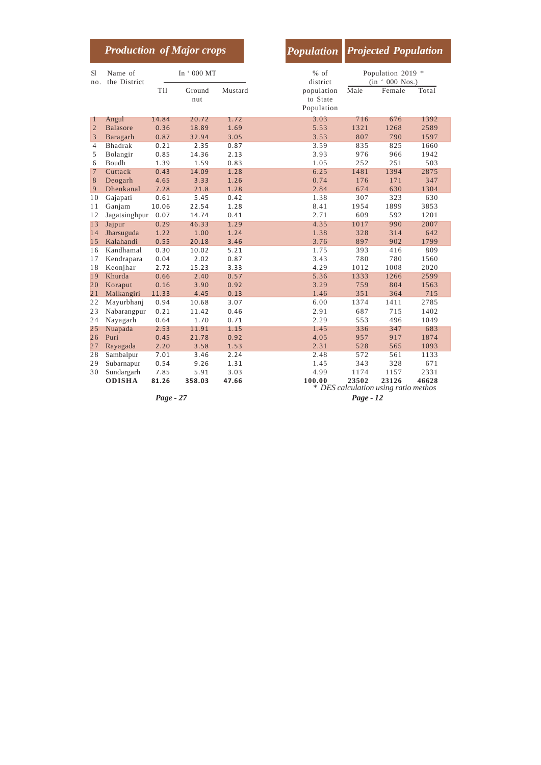## Production of Major crops

| Sl no. | Name of the District | In ' 000 MT | | |
|---|---|---|---|---|
| | | Til | Ground nut | Mustard |
| 1 | Angul | 14.84 | 20.72 | 1.72 |
| 2 | Balasore | 0.36 | 18.89 | 1.69 |
| 3 | Baragarh | 0.87 | 32.94 | 3.05 |
| 4 | Bhadrak | 0.21 | 2.35 | 0.87 |
| 5 | Bolangir | 0.85 | 14.36 | 2.13 |
| 6 | Boudh | 1.39 | 1.59 | 0.83 |
| 7 | Cuttack | 0.43 | 14.09 | 1.28 |
| 8 | Deogarh | 4.65 | 3.33 | 1.26 |
| 9 | Dhenkanal | 7.28 | 21.8 | 1.28 |
| 10 | Gajapati | 0.61 | 5.45 | 0.42 |
| 11 | Ganjam | 10.06 | 22.54 | 1.28 |
| 12 | Jagatsinghpur | 0.07 | 14.74 | 0.41 |
| 13 | Jajpur | 0.29 | 46.33 | 1.29 |
| 14 | Jharsuguda | 1.22 | 1.00 | 1.24 |
| 15 | Kalahandi | 0.55 | 20.18 | 3.46 |
| 16 | Kandhamal | 0.30 | 10.02 | 5.21 |
| 17 | Kendrapara | 0.04 | 2.02 | 0.87 |
| 18 | Keonjhar | 2.72 | 15.23 | 3.33 |
| 19 | Khurda | 0.66 | 2.40 | 0.57 |
| 20 | Koraput | 0.16 | 3.90 | 0.92 |
| 21 | Malkangiri | 11.33 | 4.45 | 0.13 |
| 22 | Mayurbhanj | 0.94 | 10.68 | 3.07 |
| 23 | Nabarangpur | 0.21 | 11.42 | 0.46 |
| 24 | Nayagarh | 0.64 | 1.70 | 0.71 |
| 25 | Nuapada | 2.53 | 11.91 | 1.15 |
| 26 | Puri | 0.45 | 21.78 | 0.92 |
| 27 | Rayagada | 2.20 | 3.58 | 1.53 |
| 28 | Sambalpur | 7.01 | 3.46 | 2.24 |
| 29 | Subarnapur | 0.54 | 9.26 | 1.31 |
| 30 | Sundargarh | 7.85 | 5.91 | 3.03 |
| | **ODISHA** | **81.26** | **358.03** | **47.66** |

*Page - 27*

## Population | Projected Population

| Sl no. | Name of the District | % of district population to State Population | Population 2019 * (in ' 000 Nos.) | | |
|---|---|---|---|---|---|
| | | | Male | Female | Total |
| 1 | Angul | 3.03 | 716 | 676 | 1392 |
| 2 | Balasore | 5.53 | 1321 | 1268 | 2589 |
| 3 | Baragarh | 3.53 | 807 | 790 | 1597 |
| 4 | Bhadrak | 3.59 | 835 | 825 | 1660 |
| 5 | Bolangir | 3.93 | 976 | 966 | 1942 |
| 6 | Boudh | 1.05 | 252 | 251 | 503 |
| 7 | Cuttack | 6.25 | 1481 | 1394 | 2875 |
| 8 | Deogarh | 0.74 | 176 | 171 | 347 |
| 9 | Dhenkanal | 2.84 | 674 | 630 | 1304 |
| 10 | Gajapati | 1.38 | 307 | 323 | 630 |
| 11 | Ganjam | 8.41 | 1954 | 1899 | 3853 |
| 12 | Jagatsinghpur | 2.71 | 609 | 592 | 1201 |
| 13 | Jajpur | 4.35 | 1017 | 990 | 2007 |
| 14 | Jharsuguda | 1.38 | 328 | 314 | 642 |
| 15 | Kalahandi | 3.76 | 897 | 902 | 1799 |
| 16 | Kandhamal | 1.75 | 393 | 416 | 809 |
| 17 | Kendrapara | 3.43 | 780 | 780 | 1560 |
| 18 | Keonjhar | 4.29 | 1012 | 1008 | 2020 |
| 19 | Khurda | 5.36 | 1333 | 1266 | 2599 |
| 20 | Koraput | 3.29 | 759 | 804 | 1563 |
| 21 | Malkangiri | 1.46 | 351 | 364 | 715 |
| 22 | Mayurbhanj | 6.00 | 1374 | 1411 | 2785 |
| 23 | Nabarangpur | 2.91 | 687 | 715 | 1402 |
| 24 | Nayagarh | 2.29 | 553 | 496 | 1049 |
| 25 | Nuapada | 1.45 | 336 | 347 | 683 |
| 26 | Puri | 4.05 | 957 | 917 | 1874 |
| 27 | Rayagada | 2.31 | 528 | 565 | 1093 |
| 28 | Sambalpur | 2.48 | 572 | 561 | 1133 |
| 29 | Subarnapur | 1.45 | 343 | 328 | 671 |
| 30 | Sundargarh | 4.99 | 1174 | 1157 | 2331 |
| | **ODISHA** | **100.00** | **23502** | **23126** | **46628** |

*\* DES calculation using ratio methos*

*Page - 12*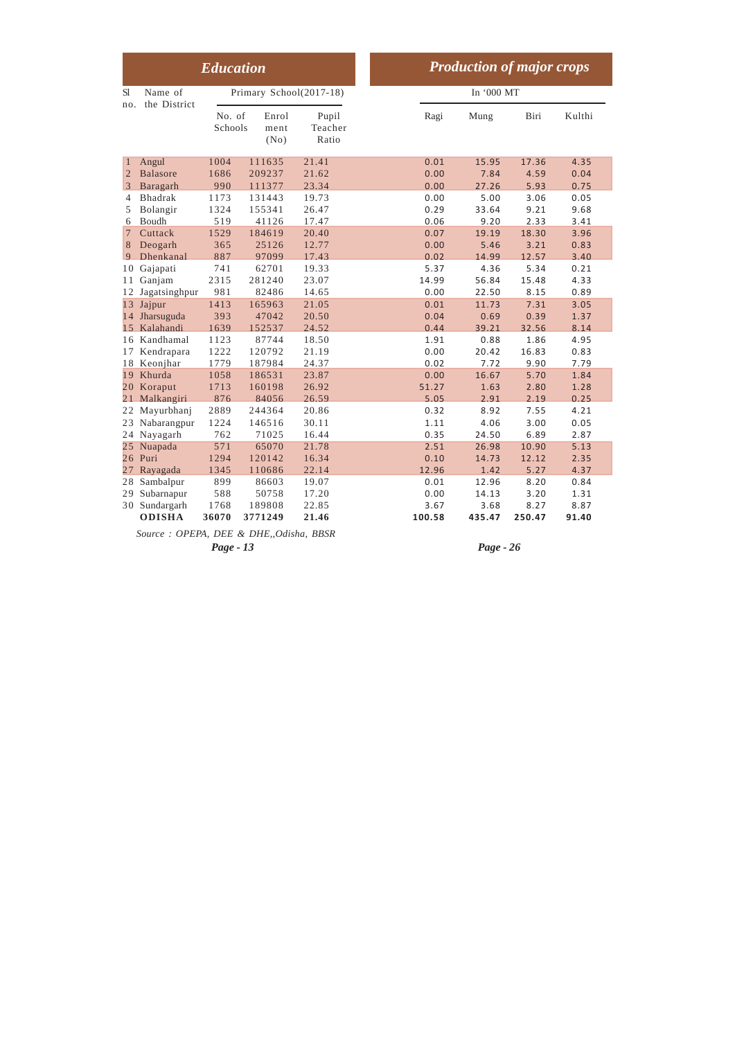## Education

## Production of major crops

| Sl no. | Name of the District | Primary School(2017-18) | | | In '000 MT | | | |
|---|---|---|---|---|---|---|---|---|
| | | No. of Schools | Enrolment (No) | Pupil Teacher Ratio | Ragi | Mung | Biri | Kulthi |
| 1 | Angul | 1004 | 111635 | 21.41 | 0.01 | 15.95 | 17.36 | 4.35 |
| 2 | Balasore | 1686 | 209237 | 21.62 | 0.00 | 7.84 | 4.59 | 0.04 |
| 3 | Baragarh | 990 | 111377 | 23.34 | 0.00 | 27.26 | 5.93 | 0.75 |
| 4 | Bhadrak | 1173 | 131443 | 19.73 | 0.00 | 5.00 | 3.06 | 0.05 |
| 5 | Bolangir | 1324 | 155341 | 26.47 | 0.29 | 33.64 | 9.21 | 9.68 |
| 6 | Boudh | 519 | 41126 | 17.47 | 0.06 | 9.20 | 2.33 | 3.41 |
| 7 | Cuttack | 1529 | 184619 | 20.40 | 0.07 | 19.19 | 18.30 | 3.96 |
| 8 | Deogarh | 365 | 25126 | 12.77 | 0.00 | 5.46 | 3.21 | 0.83 |
| 9 | Dhenkanal | 887 | 97099 | 17.43 | 0.02 | 14.99 | 12.57 | 3.40 |
| 10 | Gajapati | 741 | 62701 | 19.33 | 5.37 | 4.36 | 5.34 | 0.21 |
| 11 | Ganjam | 2315 | 281240 | 23.07 | 14.99 | 56.84 | 15.48 | 4.33 |
| 12 | Jagatsinghpur | 981 | 82486 | 14.65 | 0.00 | 22.50 | 8.15 | 0.89 |
| 13 | Jajpur | 1413 | 165963 | 21.05 | 0.01 | 11.73 | 7.31 | 3.05 |
| 14 | Jharsuguda | 393 | 47042 | 20.50 | 0.04 | 0.69 | 0.39 | 1.37 |
| 15 | Kalahandi | 1639 | 152537 | 24.52 | 0.44 | 39.21 | 32.56 | 8.14 |
| 16 | Kandhamal | 1123 | 87744 | 18.50 | 1.91 | 0.88 | 1.86 | 4.95 |
| 17 | Kendrapara | 1222 | 120792 | 21.19 | 0.00 | 20.42 | 16.83 | 0.83 |
| 18 | Keonjhar | 1779 | 187984 | 24.37 | 0.02 | 7.72 | 9.90 | 7.79 |
| 19 | Khurda | 1058 | 186531 | 23.87 | 0.00 | 16.67 | 5.70 | 1.84 |
| 20 | Koraput | 1713 | 160198 | 26.92 | 51.27 | 1.63 | 2.80 | 1.28 |
| 21 | Malkangiri | 876 | 84056 | 26.59 | 5.05 | 2.91 | 2.19 | 0.25 |
| 22 | Mayurbhanj | 2889 | 244364 | 20.86 | 0.32 | 8.92 | 7.55 | 4.21 |
| 23 | Nabarangpur | 1224 | 146516 | 30.11 | 1.11 | 4.06 | 3.00 | 0.05 |
| 24 | Nayagarh | 762 | 71025 | 16.44 | 0.35 | 24.50 | 6.89 | 2.87 |
| 25 | Nuapada | 571 | 65070 | 21.78 | 2.51 | 26.98 | 10.90 | 5.13 |
| 26 | Puri | 1294 | 120142 | 16.34 | 0.10 | 14.73 | 12.12 | 2.35 |
| 27 | Rayagada | 1345 | 110686 | 22.14 | 12.96 | 1.42 | 5.27 | 4.37 |
| 28 | Sambalpur | 899 | 86603 | 19.07 | 0.01 | 12.96 | 8.20 | 0.84 |
| 29 | Subarnapur | 588 | 50758 | 17.20 | 0.00 | 14.13 | 3.20 | 1.31 |
| 30 | Sundargarh | 1768 | 189808 | 22.85 | 3.67 | 3.68 | 8.27 | 8.87 |
| | **ODISHA** | **36070** | **3771249** | **21.46** | **100.58** | **435.47** | **250.47** | **91.40** |

*Source : OPEPA, DEE & DHE,,Odisha, BBSR*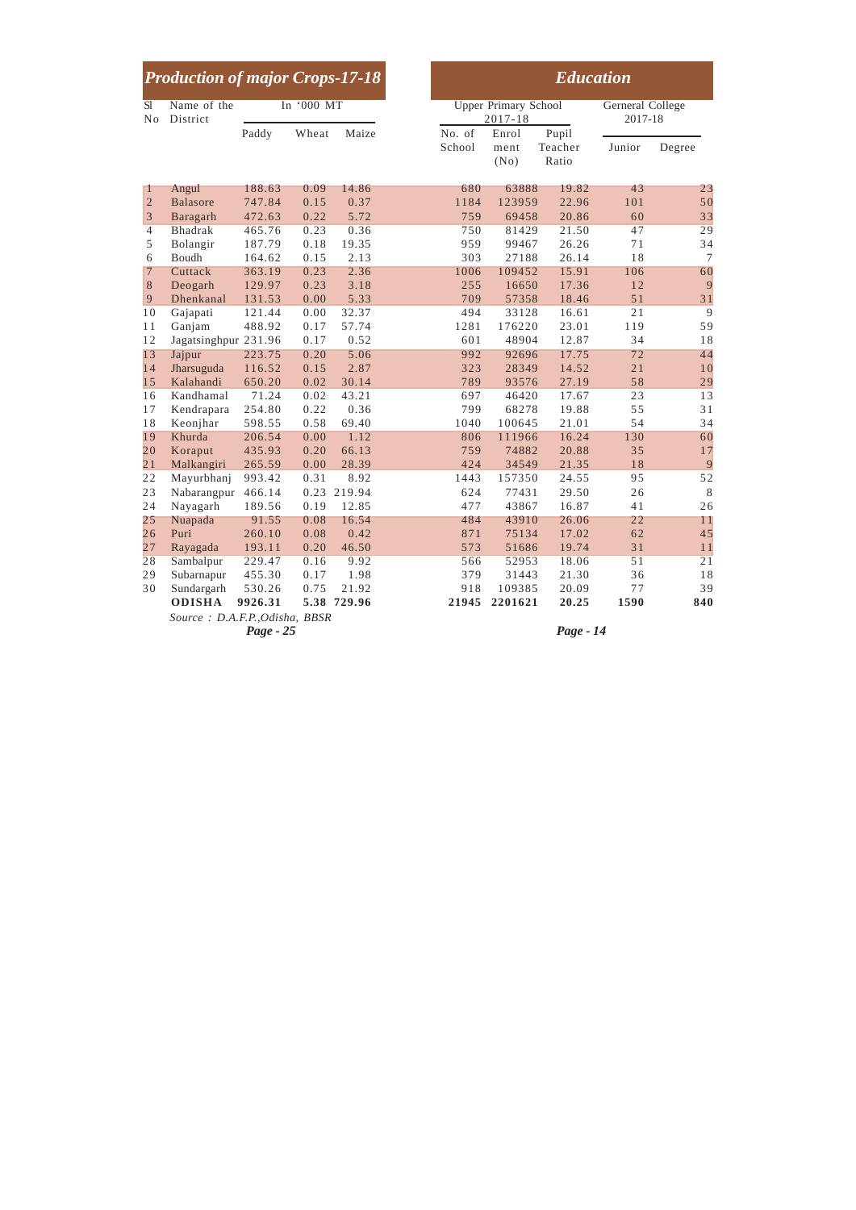## Production of major Crops-17-18

| Sl No | Name of the District | Paddy (In '000 MT) | Wheat (In '000 MT) | Maize (In '000 MT) |
|---|---|---|---|---|
| 1 | Angul | 188.63 | 0.09 | 14.86 |
| 2 | Balasore | 747.84 | 0.15 | 0.37 |
| 3 | Baragarh | 472.63 | 0.22 | 5.72 |
| 4 | Bhadrak | 465.76 | 0.23 | 0.36 |
| 5 | Bolangir | 187.79 | 0.18 | 19.35 |
| 6 | Boudh | 164.62 | 0.15 | 2.13 |
| 7 | Cuttack | 363.19 | 0.23 | 2.36 |
| 8 | Deogarh | 129.97 | 0.23 | 3.18 |
| 9 | Dhenkanal | 131.53 | 0.00 | 5.33 |
| 10 | Gajapati | 121.44 | 0.00 | 32.37 |
| 11 | Ganjam | 488.92 | 0.17 | 57.74 |
| 12 | Jagatsinghpur | 231.96 | 0.17 | 0.52 |
| 13 | Jajpur | 223.75 | 0.20 | 5.06 |
| 14 | Jharsuguda | 116.52 | 0.15 | 2.87 |
| 15 | Kalahandi | 650.20 | 0.02 | 30.14 |
| 16 | Kandhamal | 71.24 | 0.02 | 43.21 |
| 17 | Kendrapara | 254.80 | 0.22 | 0.36 |
| 18 | Keonjhar | 598.55 | 0.58 | 69.40 |
| 19 | Khurda | 206.54 | 0.00 | 1.12 |
| 20 | Koraput | 435.93 | 0.20 | 66.13 |
| 21 | Malkangiri | 265.59 | 0.00 | 28.39 |
| 22 | Mayurbhanj | 993.42 | 0.31 | 8.92 |
| 23 | Nabarangpur | 466.14 | 0.23 | 219.94 |
| 24 | Nayagarh | 189.56 | 0.19 | 12.85 |
| 25 | Nuapada | 91.55 | 0.08 | 16.54 |
| 26 | Puri | 260.10 | 0.08 | 0.42 |
| 27 | Rayagada | 193.11 | 0.20 | 46.50 |
| 28 | Sambalpur | 229.47 | 0.16 | 9.92 |
| 29 | Subarnapur | 455.30 | 0.17 | 1.98 |
| 30 | Sundargarh | 530.26 | 0.75 | 21.92 |
| | **ODISHA** | **9926.31** | **5.38** | **729.96** |

*Source : D.A.F.P.,Odisha, BBSR*

## Education

| Sl No | Name of the District | Upper Primary School 2017-18 | | | Gerneral College 2017-18 | |
|---|---|---|---|---|---|---|
| | | No. of School | Enrolment (No) | Pupil Teacher Ratio | Junior | Degree |
| 1 | Angul | 680 | 63888 | 19.82 | 43 | 23 |
| 2 | Balasore | 1184 | 123959 | 22.96 | 101 | 50 |
| 3 | Baragarh | 759 | 69458 | 20.86 | 60 | 33 |
| 4 | Bhadrak | 750 | 81429 | 21.50 | 47 | 29 |
| 5 | Bolangir | 959 | 99467 | 26.26 | 71 | 34 |
| 6 | Boudh | 303 | 27188 | 26.14 | 18 | 7 |
| 7 | Cuttack | 1006 | 109452 | 15.91 | 106 | 60 |
| 8 | Deogarh | 255 | 16650 | 17.36 | 12 | 9 |
| 9 | Dhenkanal | 709 | 57358 | 18.46 | 51 | 31 |
| 10 | Gajapati | 494 | 33128 | 16.61 | 21 | 9 |
| 11 | Ganjam | 1281 | 176220 | 23.01 | 119 | 59 |
| 12 | Jagatsinghpur | 601 | 48904 | 12.87 | 34 | 18 |
| 13 | Jajpur | 992 | 92696 | 17.75 | 72 | 44 |
| 14 | Jharsuguda | 323 | 28349 | 14.52 | 21 | 10 |
| 15 | Kalahandi | 789 | 93576 | 27.19 | 58 | 29 |
| 16 | Kandhamal | 697 | 46420 | 17.67 | 23 | 13 |
| 17 | Kendrapara | 799 | 68278 | 19.88 | 55 | 31 |
| 18 | Keonjhar | 1040 | 100645 | 21.01 | 54 | 34 |
| 19 | Khurda | 806 | 111966 | 16.24 | 130 | 60 |
| 20 | Koraput | 759 | 74882 | 20.88 | 35 | 17 |
| 21 | Malkangiri | 424 | 34549 | 21.35 | 18 | 9 |
| 22 | Mayurbhanj | 1443 | 157350 | 24.55 | 95 | 52 |
| 23 | Nabarangpur | 624 | 77431 | 29.50 | 26 | 8 |
| 24 | Nayagarh | 477 | 43867 | 16.87 | 41 | 26 |
| 25 | Nuapada | 484 | 43910 | 26.06 | 22 | 11 |
| 26 | Puri | 871 | 75134 | 17.02 | 62 | 45 |
| 27 | Rayagada | 573 | 51686 | 19.74 | 31 | 11 |
| 28 | Sambalpur | 566 | 52953 | 18.06 | 51 | 21 |
| 29 | Subarnapur | 379 | 31443 | 21.30 | 36 | 18 |
| 30 | Sundargarh | 918 | 109385 | 20.09 | 77 | 39 |
| | **ODISHA** | **21945** | **2201621** | **20.25** | **1590** | **840** |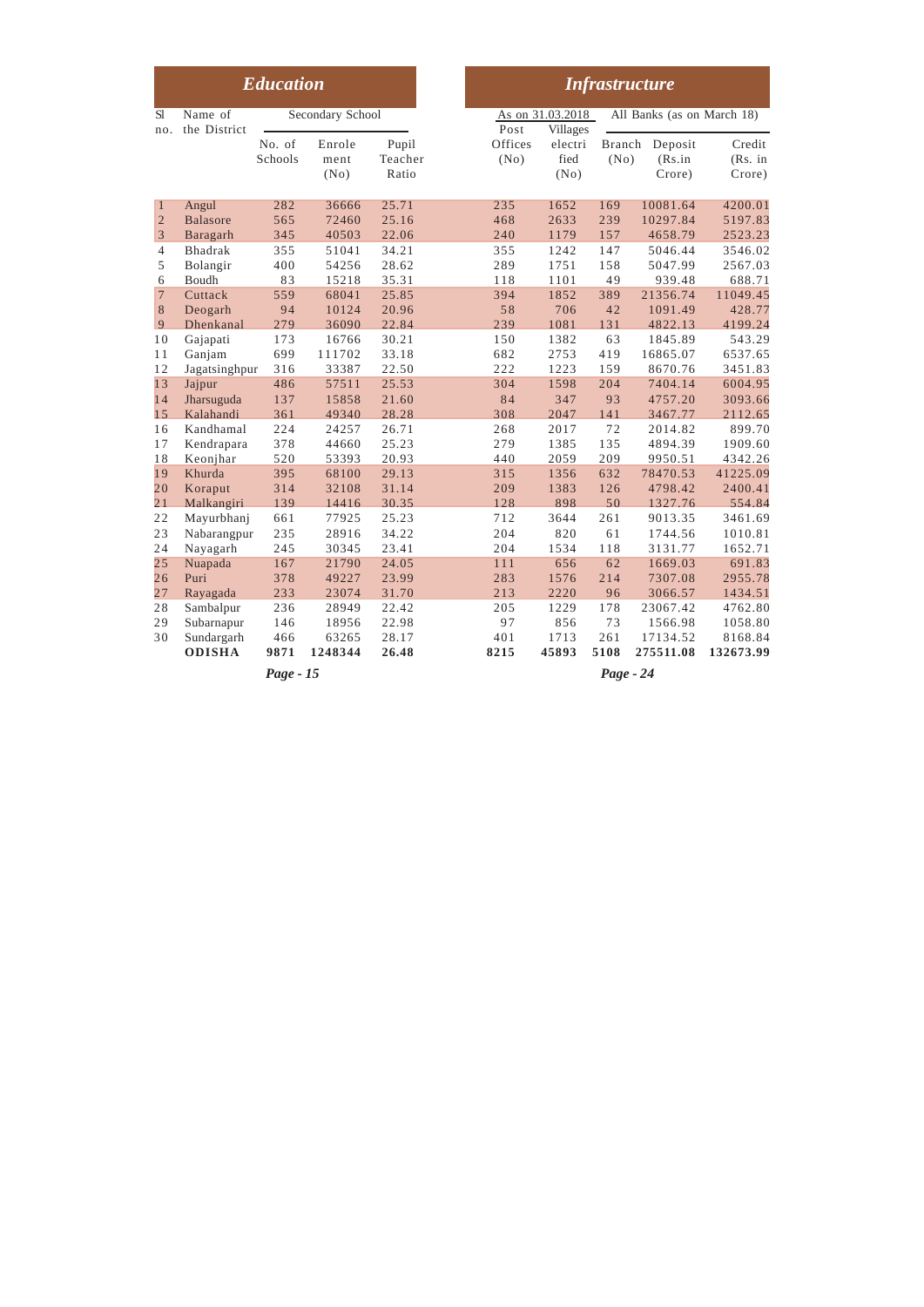| Sl no. | Name of the District | *Education* | | | *Infrastructure* | | | | |
|---|---|---|---|---|---|---|---|---|---|
| | | Secondary School | | | As on 31.03.2018 | | All Banks (as on March 18) | | |
| | | No. of Schools | Enrolement (No) | Pupil Teacher Ratio | Post Offices (No) | Villages electrified (No) | Branch (No) | Deposit (Rs.in Crore) | Credit (Rs. in Crore) |
| 1 | Angul | 282 | 36666 | 25.71 | 235 | 1652 | 169 | 10081.64 | 4200.01 |
| 2 | Balasore | 565 | 72460 | 25.16 | 468 | 2633 | 239 | 10297.84 | 5197.83 |
| 3 | Baragarh | 345 | 40503 | 22.06 | 240 | 1179 | 157 | 4658.79 | 2523.23 |
| 4 | Bhadrak | 355 | 51041 | 34.21 | 355 | 1242 | 147 | 5046.44 | 3546.02 |
| 5 | Bolangir | 400 | 54256 | 28.62 | 289 | 1751 | 158 | 5047.99 | 2567.03 |
| 6 | Boudh | 83 | 15218 | 35.31 | 118 | 1101 | 49 | 939.48 | 688.71 |
| 7 | Cuttack | 559 | 68041 | 25.85 | 394 | 1852 | 389 | 21356.74 | 11049.45 |
| 8 | Deogarh | 94 | 10124 | 20.96 | 58 | 706 | 42 | 1091.49 | 428.77 |
| 9 | Dhenkanal | 279 | 36090 | 22.84 | 239 | 1081 | 131 | 4822.13 | 4199.24 |
| 10 | Gajapati | 173 | 16766 | 30.21 | 150 | 1382 | 63 | 1845.89 | 543.29 |
| 11 | Ganjam | 699 | 111702 | 33.18 | 682 | 2753 | 419 | 16865.07 | 6537.65 |
| 12 | Jagatsinghpur | 316 | 33387 | 22.50 | 222 | 1223 | 159 | 8670.76 | 3451.83 |
| 13 | Jajpur | 486 | 57511 | 25.53 | 304 | 1598 | 204 | 7404.14 | 6004.95 |
| 14 | Jharsuguda | 137 | 15858 | 21.60 | 84 | 347 | 93 | 4757.20 | 3093.66 |
| 15 | Kalahandi | 361 | 49340 | 28.28 | 308 | 2047 | 141 | 3467.77 | 2112.65 |
| 16 | Kandhamal | 224 | 24257 | 26.71 | 268 | 2017 | 72 | 2014.82 | 899.70 |
| 17 | Kendrapara | 378 | 44660 | 25.23 | 279 | 1385 | 135 | 4894.39 | 1909.60 |
| 18 | Keonjhar | 520 | 53393 | 20.93 | 440 | 2059 | 209 | 9950.51 | 4342.26 |
| 19 | Khurda | 395 | 68100 | 29.13 | 315 | 1356 | 632 | 78470.53 | 41225.09 |
| 20 | Koraput | 314 | 32108 | 31.14 | 209 | 1383 | 126 | 4798.42 | 2400.41 |
| 21 | Malkangiri | 139 | 14416 | 30.35 | 128 | 898 | 50 | 1327.76 | 554.84 |
| 22 | Mayurbhanj | 661 | 77925 | 25.23 | 712 | 3644 | 261 | 9013.35 | 3461.69 |
| 23 | Nabarangpur | 235 | 28916 | 34.22 | 204 | 820 | 61 | 1744.56 | 1010.81 |
| 24 | Nayagarh | 245 | 30345 | 23.41 | 204 | 1534 | 118 | 3131.77 | 1652.71 |
| 25 | Nuapada | 167 | 21790 | 24.05 | 111 | 656 | 62 | 1669.03 | 691.83 |
| 26 | Puri | 378 | 49227 | 23.99 | 283 | 1576 | 214 | 7307.08 | 2955.78 |
| 27 | Rayagada | 233 | 23074 | 31.70 | 213 | 2220 | 96 | 3066.57 | 1434.51 |
| 28 | Sambalpur | 236 | 28949 | 22.42 | 205 | 1229 | 178 | 23067.42 | 4762.80 |
| 29 | Subarnapur | 146 | 18956 | 22.98 | 97 | 856 | 73 | 1566.98 | 1058.80 |
| 30 | Sundargarh | 466 | 63265 | 28.17 | 401 | 1713 | 261 | 17134.52 | 8168.84 |
| | **ODISHA** | **9871** | **1248344** | **26.48** | **8215** | **45893** | **5108** | **275511.08** | **132673.99** |

*Page - 15* (Education) | *Page - 24* (Infrastructure)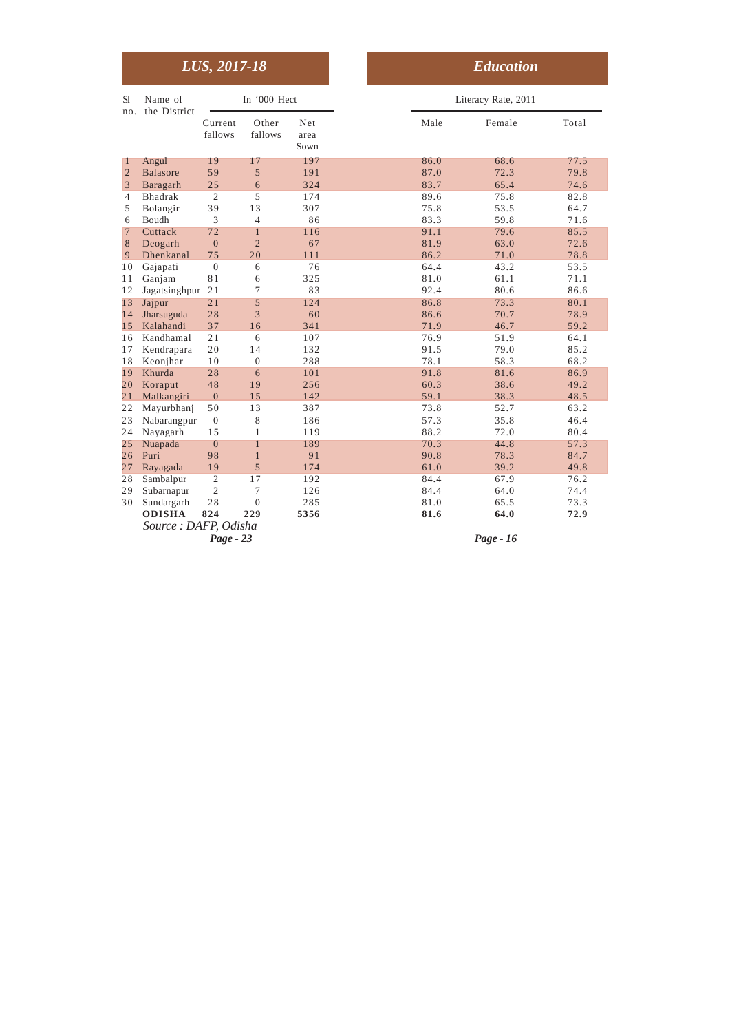| LUS, 2017-18 | | | | | Education | | |
|---|---|---|---|---|---|---|---|
| Sl no. | Name of the District | In '000 Hect | | | Literacy Rate, 2011 | | |
| | | Current fallows | Other fallows | Net area Sown | Male | Female | Total |
| 1 | Angul | 19 | 17 | 197 | 86.0 | 68.6 | 77.5 |
| 2 | Balasore | 59 | 5 | 191 | 87.0 | 72.3 | 79.8 |
| 3 | Baragarh | 25 | 6 | 324 | 83.7 | 65.4 | 74.6 |
| 4 | Bhadrak | 2 | 5 | 174 | 89.6 | 75.8 | 82.8 |
| 5 | Bolangir | 39 | 13 | 307 | 75.8 | 53.5 | 64.7 |
| 6 | Boudh | 3 | 4 | 86 | 83.3 | 59.8 | 71.6 |
| 7 | Cuttack | 72 | 1 | 116 | 91.1 | 79.6 | 85.5 |
| 8 | Deogarh | 0 | 2 | 67 | 81.9 | 63.0 | 72.6 |
| 9 | Dhenkanal | 75 | 20 | 111 | 86.2 | 71.0 | 78.8 |
| 10 | Gajapati | 0 | 6 | 76 | 64.4 | 43.2 | 53.5 |
| 11 | Ganjam | 81 | 6 | 325 | 81.0 | 61.1 | 71.1 |
| 12 | Jagatsinghpur | 21 | 7 | 83 | 92.4 | 80.6 | 86.6 |
| 13 | Jajpur | 21 | 5 | 124 | 86.8 | 73.3 | 80.1 |
| 14 | Jharsuguda | 28 | 3 | 60 | 86.6 | 70.7 | 78.9 |
| 15 | Kalahandi | 37 | 16 | 341 | 71.9 | 46.7 | 59.2 |
| 16 | Kandhamal | 21 | 6 | 107 | 76.9 | 51.9 | 64.1 |
| 17 | Kendrapara | 20 | 14 | 132 | 91.5 | 79.0 | 85.2 |
| 18 | Keonjhar | 10 | 0 | 288 | 78.1 | 58.3 | 68.2 |
| 19 | Khurda | 28 | 6 | 101 | 91.8 | 81.6 | 86.9 |
| 20 | Koraput | 48 | 19 | 256 | 60.3 | 38.6 | 49.2 |
| 21 | Malkangiri | 0 | 15 | 142 | 59.1 | 38.3 | 48.5 |
| 22 | Mayurbhanj | 50 | 13 | 387 | 73.8 | 52.7 | 63.2 |
| 23 | Nabarangpur | 0 | 8 | 186 | 57.3 | 35.8 | 46.4 |
| 24 | Nayagarh | 15 | 1 | 119 | 88.2 | 72.0 | 80.4 |
| 25 | Nuapada | 0 | 1 | 189 | 70.3 | 44.8 | 57.3 |
| 26 | Puri | 98 | 1 | 91 | 90.8 | 78.3 | 84.7 |
| 27 | Rayagada | 19 | 5 | 174 | 61.0 | 39.2 | 49.8 |
| 28 | Sambalpur | 2 | 17 | 192 | 84.4 | 67.9 | 76.2 |
| 29 | Subarnapur | 2 | 7 | 126 | 84.4 | 64.0 | 74.4 |
| 30 | Sundargarh | 28 | 0 | 285 | 81.0 | 65.5 | 73.3 |
| | **ODISHA** | **824** | **229** | **5356** | **81.6** | **64.0** | **72.9** |

*Source : DAFP, Odisha*

***Page - 23*** ***Page - 16***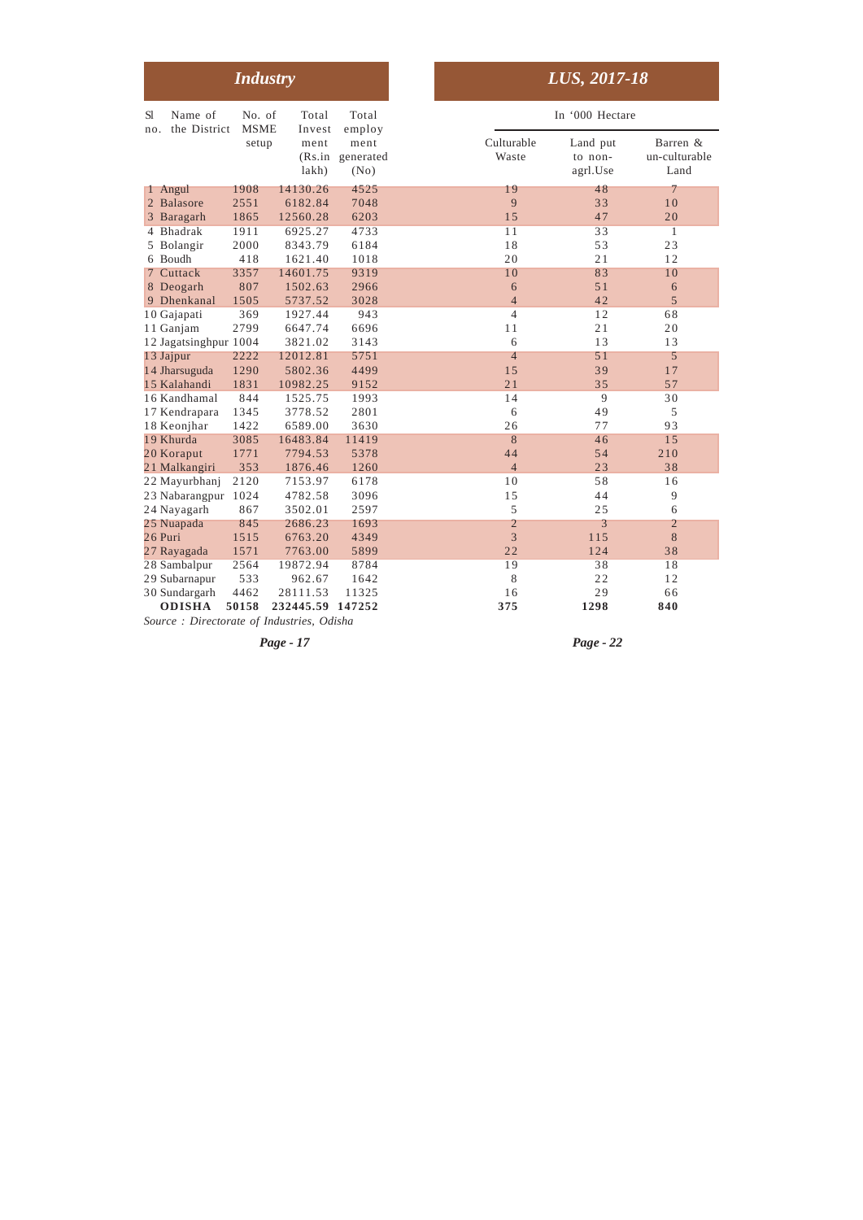## Industry

| Sl no. | Name of the District | No. of MSME setup | Total Investment (Rs.in lakh) | Total employment generated (No) |
|---|---|---|---|---|
| 1 | Angul | 1908 | 14130.26 | 4525 |
| 2 | Balasore | 2551 | 6182.84 | 7048 |
| 3 | Baragarh | 1865 | 12560.28 | 6203 |
| 4 | Bhadrak | 1911 | 6925.27 | 4733 |
| 5 | Bolangir | 2000 | 8343.79 | 6184 |
| 6 | Boudh | 418 | 1621.40 | 1018 |
| 7 | Cuttack | 3357 | 14601.75 | 9319 |
| 8 | Deogarh | 807 | 1502.63 | 2966 |
| 9 | Dhenkanal | 1505 | 5737.52 | 3028 |
| 10 | Gajapati | 369 | 1927.44 | 943 |
| 11 | Ganjam | 2799 | 6647.74 | 6696 |
| 12 | Jagatsinghpur | 1004 | 3821.02 | 3143 |
| 13 | Jajpur | 2222 | 12012.81 | 5751 |
| 14 | Jharsuguda | 1290 | 5802.36 | 4499 |
| 15 | Kalahandi | 1831 | 10982.25 | 9152 |
| 16 | Kandhamal | 844 | 1525.75 | 1993 |
| 17 | Kendrapara | 1345 | 3778.52 | 2801 |
| 18 | Keonjhar | 1422 | 6589.00 | 3630 |
| 19 | Khurda | 3085 | 16483.84 | 11419 |
| 20 | Koraput | 1771 | 7794.53 | 5378 |
| 21 | Malkangiri | 353 | 1876.46 | 1260 |
| 22 | Mayurbhanj | 2120 | 7153.97 | 6178 |
| 23 | Nabarangpur | 1024 | 4782.58 | 3096 |
| 24 | Nayagarh | 867 | 3502.01 | 2597 |
| 25 | Nuapada | 845 | 2686.23 | 1693 |
| 26 | Puri | 1515 | 6763.20 | 4349 |
| 27 | Rayagada | 1571 | 7763.00 | 5899 |
| 28 | Sambalpur | 2564 | 19872.94 | 8784 |
| 29 | Subarnapur | 533 | 962.67 | 1642 |
| 30 | Sundargarh | 4462 | 28111.53 | 11325 |
| | **ODISHA** | **50158** | **232445.59** | **147252** |

*Source : Directorate of Industries, Odisha*

## LUS, 2017-18

In '000 Hectare

| Sl no. | Name of the District | Culturable Waste | Land put to non-agrl.Use | Barren & un-culturable Land |
|---|---|---|---|---|
| 1 | Angul | 19 | 48 | 7 |
| 2 | Balasore | 9 | 33 | 10 |
| 3 | Baragarh | 15 | 47 | 20 |
| 4 | Bhadrak | 11 | 33 | 1 |
| 5 | Bolangir | 18 | 53 | 23 |
| 6 | Boudh | 20 | 21 | 12 |
| 7 | Cuttack | 10 | 83 | 10 |
| 8 | Deogarh | 6 | 51 | 6 |
| 9 | Dhenkanal | 4 | 42 | 5 |
| 10 | Gajapati | 4 | 12 | 68 |
| 11 | Ganjam | 11 | 21 | 20 |
| 12 | Jagatsinghpur | 6 | 13 | 13 |
| 13 | Jajpur | 4 | 51 | 5 |
| 14 | Jharsuguda | 15 | 39 | 17 |
| 15 | Kalahandi | 21 | 35 | 57 |
| 16 | Kandhamal | 14 | 9 | 30 |
| 17 | Kendrapara | 6 | 49 | 5 |
| 18 | Keonjhar | 26 | 77 | 93 |
| 19 | Khurda | 8 | 46 | 15 |
| 20 | Koraput | 44 | 54 | 210 |
| 21 | Malkangiri | 4 | 23 | 38 |
| 22 | Mayurbhanj | 10 | 58 | 16 |
| 23 | Nabarangpur | 15 | 44 | 9 |
| 24 | Nayagarh | 5 | 25 | 6 |
| 25 | Nuapada | 2 | 3 | 2 |
| 26 | Puri | 3 | 115 | 8 |
| 27 | Rayagada | 22 | 124 | 38 |
| 28 | Sambalpur | 19 | 38 | 18 |
| 29 | Subarnapur | 8 | 22 | 12 |
| 30 | Sundargarh | 16 | 29 | 66 |
| | **ODISHA** | **375** | **1298** | **840** |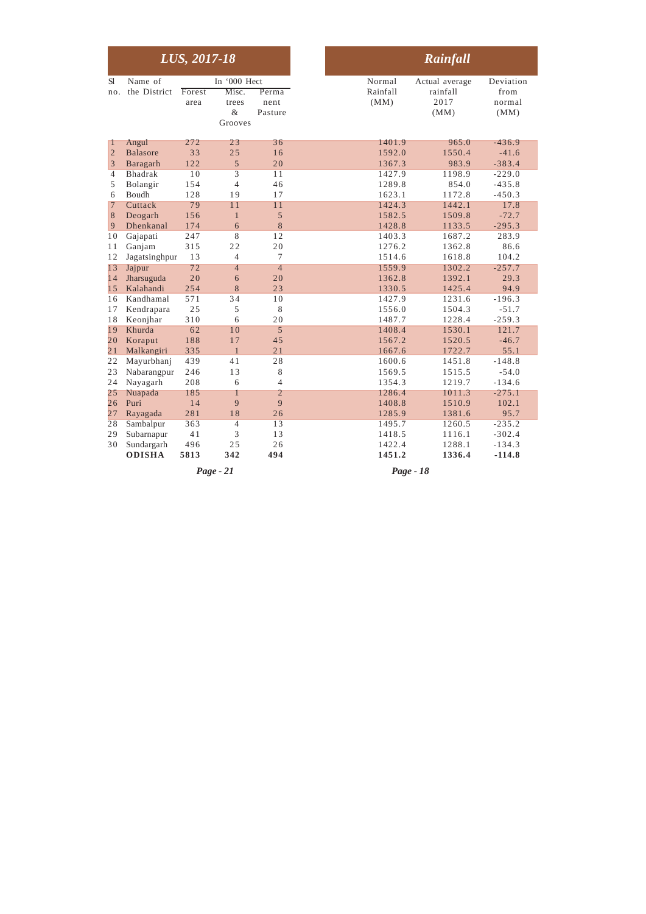## LUS, 2017-18

| Sl no. | Name of the District | In '000 Hect | | |
|---|---|---|---|---|
| | | Forest area | Misc. trees & Grooves | Permanent Pasture |
| 1 | Angul | 272 | 23 | 36 |
| 2 | Balasore | 33 | 25 | 16 |
| 3 | Baragarh | 122 | 5 | 20 |
| 4 | Bhadrak | 10 | 3 | 11 |
| 5 | Bolangir | 154 | 4 | 46 |
| 6 | Boudh | 128 | 19 | 17 |
| 7 | Cuttack | 79 | 11 | 11 |
| 8 | Deogarh | 156 | 1 | 5 |
| 9 | Dhenkanal | 174 | 6 | 8 |
| 10 | Gajapati | 247 | 8 | 12 |
| 11 | Ganjam | 315 | 22 | 20 |
| 12 | Jagatsinghpur | 13 | 4 | 7 |
| 13 | Jajpur | 72 | 4 | 4 |
| 14 | Jharsuguda | 20 | 6 | 20 |
| 15 | Kalahandi | 254 | 8 | 23 |
| 16 | Kandhamal | 571 | 34 | 10 |
| 17 | Kendrapara | 25 | 5 | 8 |
| 18 | Keonjhar | 310 | 6 | 20 |
| 19 | Khurda | 62 | 10 | 5 |
| 20 | Koraput | 188 | 17 | 45 |
| 21 | Malkangiri | 335 | 1 | 21 |
| 22 | Mayurbhanj | 439 | 41 | 28 |
| 23 | Nabarangpur | 246 | 13 | 8 |
| 24 | Nayagarh | 208 | 6 | 4 |
| 25 | Nuapada | 185 | 1 | 2 |
| 26 | Puri | 14 | 9 | 9 |
| 27 | Rayagada | 281 | 18 | 26 |
| 28 | Sambalpur | 363 | 4 | 13 |
| 29 | Subarnapur | 41 | 3 | 13 |
| 30 | Sundargarh | 496 | 25 | 26 |
| | **ODISHA** | **5813** | **342** | **494** |

*Page - 21*

## Rainfall

| Sl no. | Name of the District | Normal Rainfall (MM) | Actual average rainfall 2017 (MM) | Deviation from normal (MM) |
|---|---|---|---|---|
| 1 | Angul | 1401.9 | 965.0 | -436.9 |
| 2 | Balasore | 1592.0 | 1550.4 | -41.6 |
| 3 | Baragarh | 1367.3 | 983.9 | -383.4 |
| 4 | Bhadrak | 1427.9 | 1198.9 | -229.0 |
| 5 | Bolangir | 1289.8 | 854.0 | -435.8 |
| 6 | Boudh | 1623.1 | 1172.8 | -450.3 |
| 7 | Cuttack | 1424.3 | 1442.1 | 17.8 |
| 8 | Deogarh | 1582.5 | 1509.8 | -72.7 |
| 9 | Dhenkanal | 1428.8 | 1133.5 | -295.3 |
| 10 | Gajapati | 1403.3 | 1687.2 | 283.9 |
| 11 | Ganjam | 1276.2 | 1362.8 | 86.6 |
| 12 | Jagatsinghpur | 1514.6 | 1618.8 | 104.2 |
| 13 | Jajpur | 1559.9 | 1302.2 | -257.7 |
| 14 | Jharsuguda | 1362.8 | 1392.1 | 29.3 |
| 15 | Kalahandi | 1330.5 | 1425.4 | 94.9 |
| 16 | Kandhamal | 1427.9 | 1231.6 | -196.3 |
| 17 | Kendrapara | 1556.0 | 1504.3 | -51.7 |
| 18 | Keonjhar | 1487.7 | 1228.4 | -259.3 |
| 19 | Khurda | 1408.4 | 1530.1 | 121.7 |
| 20 | Koraput | 1567.2 | 1520.5 | -46.7 |
| 21 | Malkangiri | 1667.6 | 1722.7 | 55.1 |
| 22 | Mayurbhanj | 1600.6 | 1451.8 | -148.8 |
| 23 | Nabarangpur | 1569.5 | 1515.5 | -54.0 |
| 24 | Nayagarh | 1354.3 | 1219.7 | -134.6 |
| 25 | Nuapada | 1286.4 | 1011.3 | -275.1 |
| 26 | Puri | 1408.8 | 1510.9 | 102.1 |
| 27 | Rayagada | 1285.9 | 1381.6 | 95.7 |
| 28 | Sambalpur | 1495.7 | 1260.5 | -235.2 |
| 29 | Subarnapur | 1418.5 | 1116.1 | -302.4 |
| 30 | Sundargarh | 1422.4 | 1288.1 | -134.3 |
| | **ODISHA** | **1451.2** | **1336.4** | **-114.8** |

*Page - 18*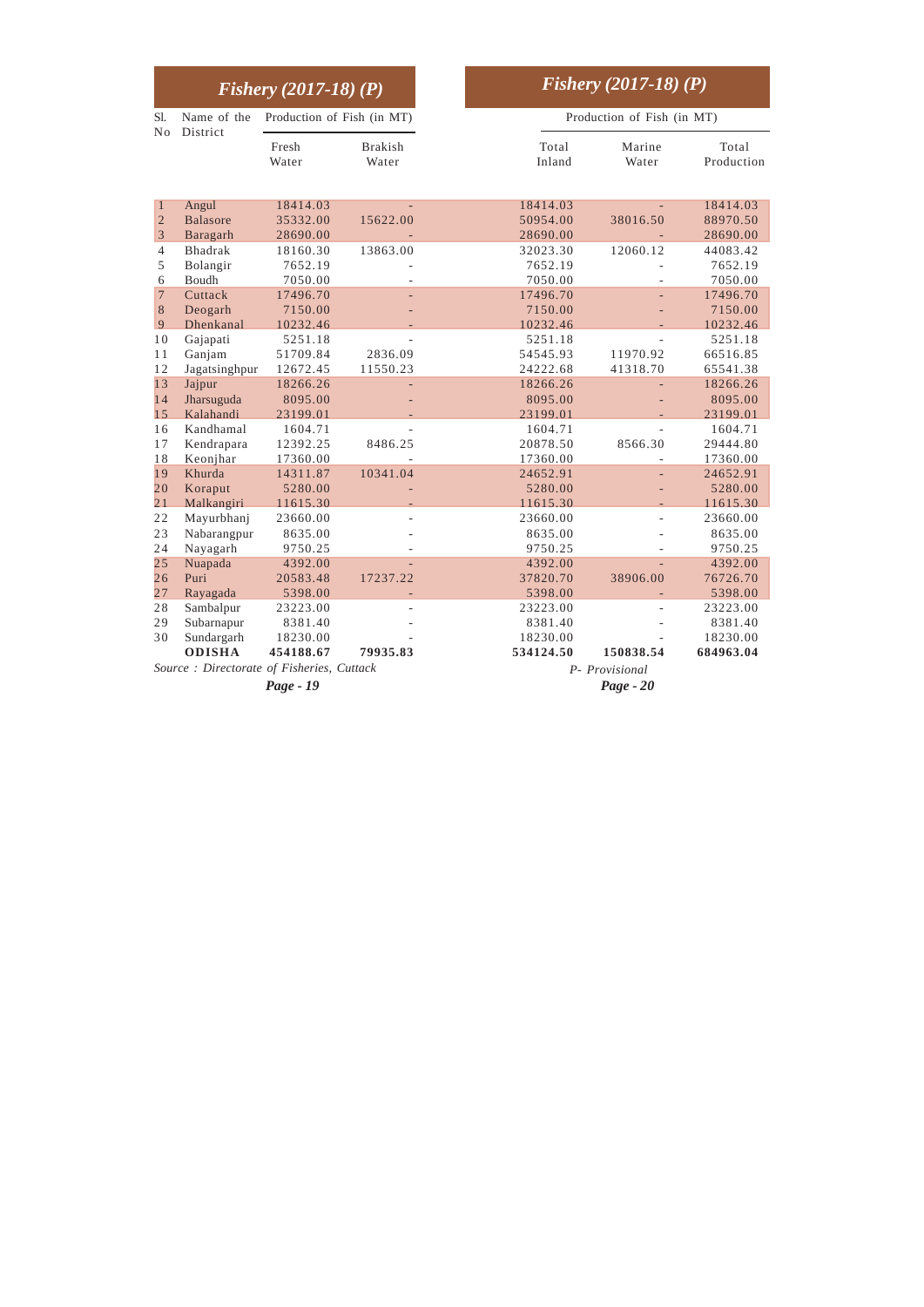## Fishery (2017-18) (P)

| Sl. No | Name of the District | Production of Fish (in MT) | | | | |
|---|---|---|---|---|---|---|
| | | Fresh Water | Brakish Water | Total Inland | Marine Water | Total Production |
| 1 | Angul | 18414.03 | - | 18414.03 | - | 18414.03 |
| 2 | Balasore | 35332.00 | 15622.00 | 50954.00 | 38016.50 | 88970.50 |
| 3 | Baragarh | 28690.00 | - | 28690.00 | - | 28690.00 |
| 4 | Bhadrak | 18160.30 | 13863.00 | 32023.30 | 12060.12 | 44083.42 |
| 5 | Bolangir | 7652.19 | - | 7652.19 | - | 7652.19 |
| 6 | Boudh | 7050.00 | - | 7050.00 | - | 7050.00 |
| 7 | Cuttack | 17496.70 | - | 17496.70 | - | 17496.70 |
| 8 | Deogarh | 7150.00 | - | 7150.00 | - | 7150.00 |
| 9 | Dhenkanal | 10232.46 | - | 10232.46 | - | 10232.46 |
| 10 | Gajapati | 5251.18 | - | 5251.18 | - | 5251.18 |
| 11 | Ganjam | 51709.84 | 2836.09 | 54545.93 | 11970.92 | 66516.85 |
| 12 | Jagatsinghpur | 12672.45 | 11550.23 | 24222.68 | 41318.70 | 65541.38 |
| 13 | Jajpur | 18266.26 | - | 18266.26 | - | 18266.26 |
| 14 | Jharsuguda | 8095.00 | - | 8095.00 | - | 8095.00 |
| 15 | Kalahandi | 23199.01 | - | 23199.01 | - | 23199.01 |
| 16 | Kandhamal | 1604.71 | - | 1604.71 | - | 1604.71 |
| 17 | Kendrapara | 12392.25 | 8486.25 | 20878.50 | 8566.30 | 29444.80 |
| 18 | Keonjhar | 17360.00 | - | 17360.00 | - | 17360.00 |
| 19 | Khurda | 14311.87 | 10341.04 | 24652.91 | - | 24652.91 |
| 20 | Koraput | 5280.00 | - | 5280.00 | - | 5280.00 |
| 21 | Malkangiri | 11615.30 | - | 11615.30 | - | 11615.30 |
| 22 | Mayurbhanj | 23660.00 | - | 23660.00 | - | 23660.00 |
| 23 | Nabarangpur | 8635.00 | - | 8635.00 | - | 8635.00 |
| 24 | Nayagarh | 9750.25 | - | 9750.25 | - | 9750.25 |
| 25 | Nuapada | 4392.00 | - | 4392.00 | - | 4392.00 |
| 26 | Puri | 20583.48 | 17237.22 | 37820.70 | 38906.00 | 76726.70 |
| 27 | Rayagada | 5398.00 | - | 5398.00 | - | 5398.00 |
| 28 | Sambalpur | 23223.00 | - | 23223.00 | - | 23223.00 |
| 29 | Subarnapur | 8381.40 | - | 8381.40 | - | 8381.40 |
| 30 | Sundargarh | 18230.00 | - | 18230.00 | - | 18230.00 |
| | **ODISHA** | **454188.67** | **79935.83** | **534124.50** | **150838.54** | **684963.04** |

*Source : Directorate of Fisheries, Cuttack*

*P- Provisional*